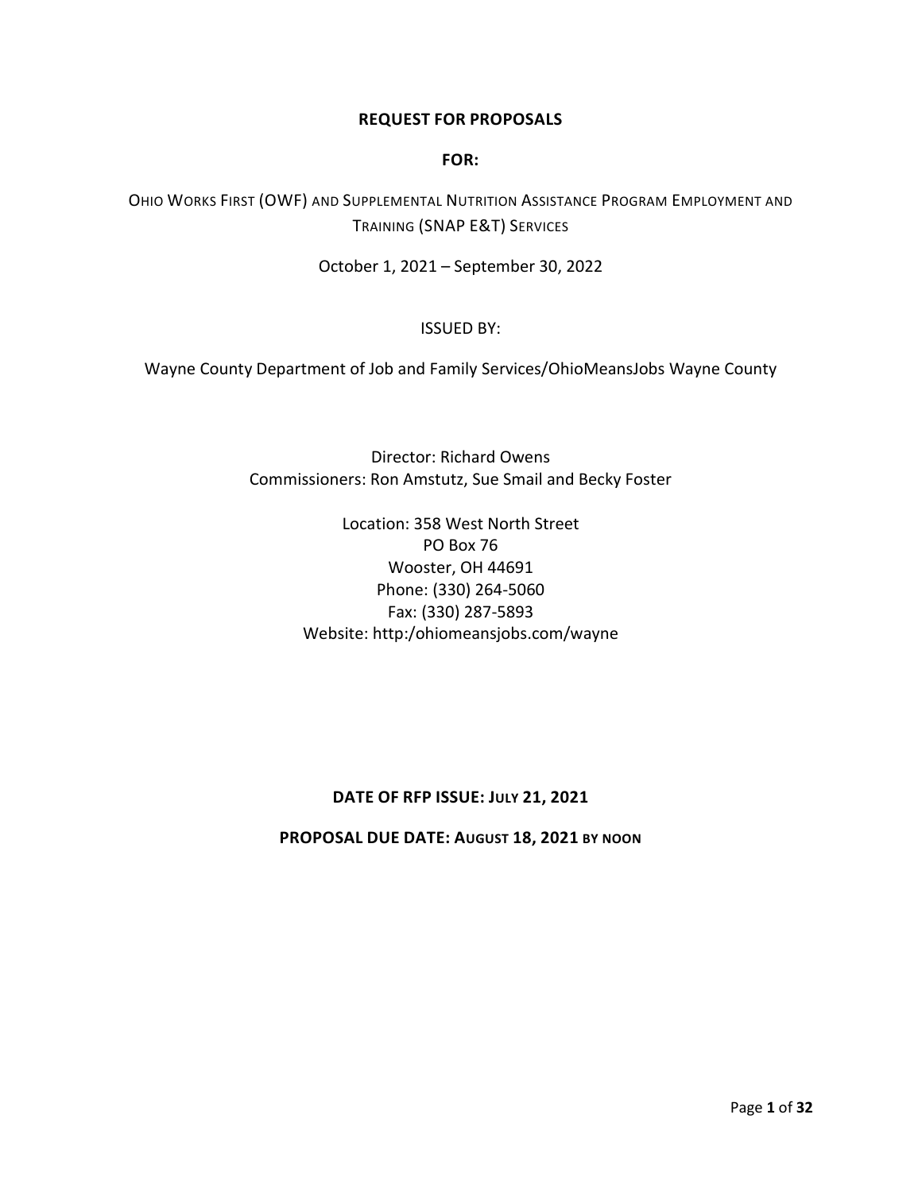**REQUEST FOR PROPOSALS**

**FOR:**

OHIO WORKS FIRST (OWF) AND SUPPLEMENTAL NUTRITION ASSISTANCE PROGRAM EMPLOYMENT AND TRAINING (SNAP E&T) SERVICES

October 1, 2021 – September 30, 2022

ISSUED BY:

Wayne County Department of Job and Family Services/OhioMeansJobs Wayne County

Director: Richard Owens
Commissioners: Ron Amstutz, Sue Smail and Becky Foster

Location: 358 West North Street
PO Box 76
Wooster, OH 44691
Phone: (330) 264-5060
Fax: (330) 287-5893
Website: http:/ohiomeansjobs.com/wayne

**DATE OF RFP ISSUE: JULY 21, 2021**

**PROPOSAL DUE DATE: AUGUST 18, 2021 BY NOON**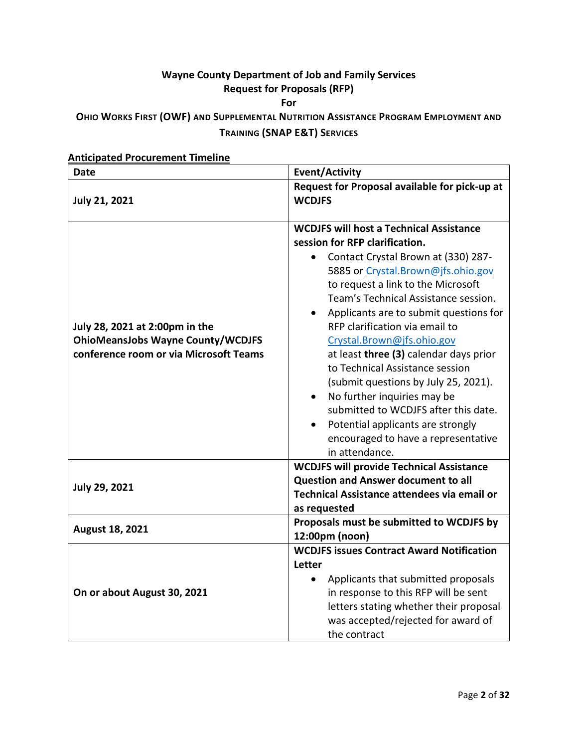**Wayne County Department of Job and Family Services**
**Request for Proposals (RFP)**
**For**
**OHIO WORKS FIRST (OWF) AND SUPPLEMENTAL NUTRITION ASSISTANCE PROGRAM EMPLOYMENT AND TRAINING (SNAP E&T) SERVICES**

**Anticipated Procurement Timeline**

| Date | Event/Activity |
|---|---|
| **July 21, 2021** | **Request for Proposal available for pick-up at WCDJFS** |
| **July 28, 2021 at 2:00pm in the OhioMeansJobs Wayne County/WCDJFS conference room or via Microsoft Teams** | **WCDJFS will host a Technical Assistance session for RFP clarification.**<br>• Contact Crystal Brown at (330) 287-5885 or Crystal.Brown@jfs.ohio.gov to request a link to the Microsoft Team's Technical Assistance session.<br>• Applicants are to submit questions for RFP clarification via email to Crystal.Brown@jfs.ohio.gov at least **three (3)** calendar days prior to Technical Assistance session (submit questions by July 25, 2021).<br>• No further inquiries may be submitted to WCDJFS after this date.<br>• Potential applicants are strongly encouraged to have a representative in attendance. |
| **July 29, 2021** | **WCDJFS will provide Technical Assistance Question and Answer document to all Technical Assistance attendees via email or as requested** |
| **August 18, 2021** | **Proposals must be submitted to WCDJFS by 12:00pm (noon)** |
| **On or about August 30, 2021** | **WCDJFS issues Contract Award Notification Letter**<br>• Applicants that submitted proposals in response to this RFP will be sent letters stating whether their proposal was accepted/rejected for award of the contract |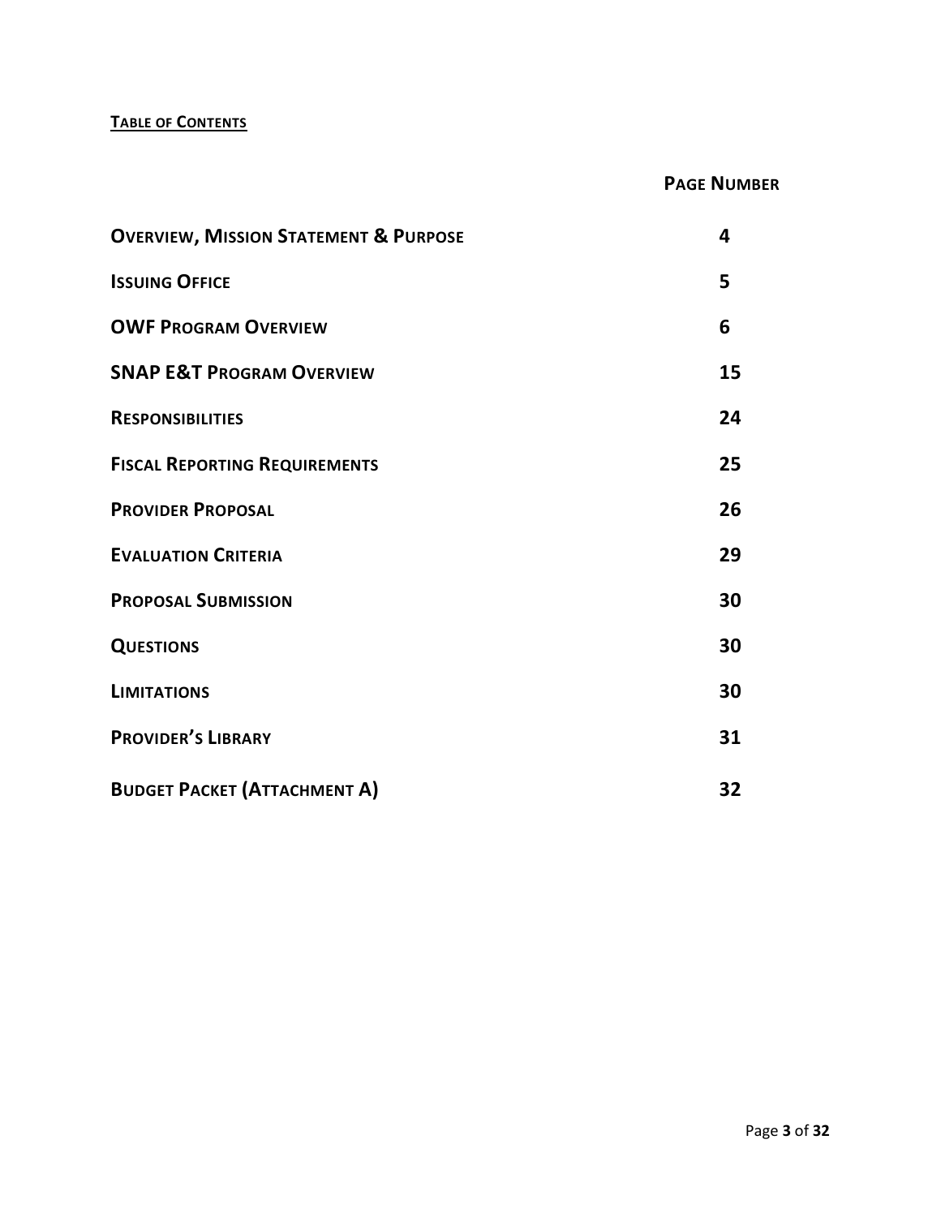**TABLE OF CONTENTS**

| | **PAGE NUMBER** |
|---|---|
| **OVERVIEW, MISSION STATEMENT & PURPOSE** | **4** |
| **ISSUING OFFICE** | **5** |
| **OWF PROGRAM OVERVIEW** | **6** |
| **SNAP E&T PROGRAM OVERVIEW** | **15** |
| **RESPONSIBILITIES** | **24** |
| **FISCAL REPORTING REQUIREMENTS** | **25** |
| **PROVIDER PROPOSAL** | **26** |
| **EVALUATION CRITERIA** | **29** |
| **PROPOSAL SUBMISSION** | **30** |
| **QUESTIONS** | **30** |
| **LIMITATIONS** | **30** |
| **PROVIDER'S LIBRARY** | **31** |
| **BUDGET PACKET (ATTACHMENT A)** | **32** |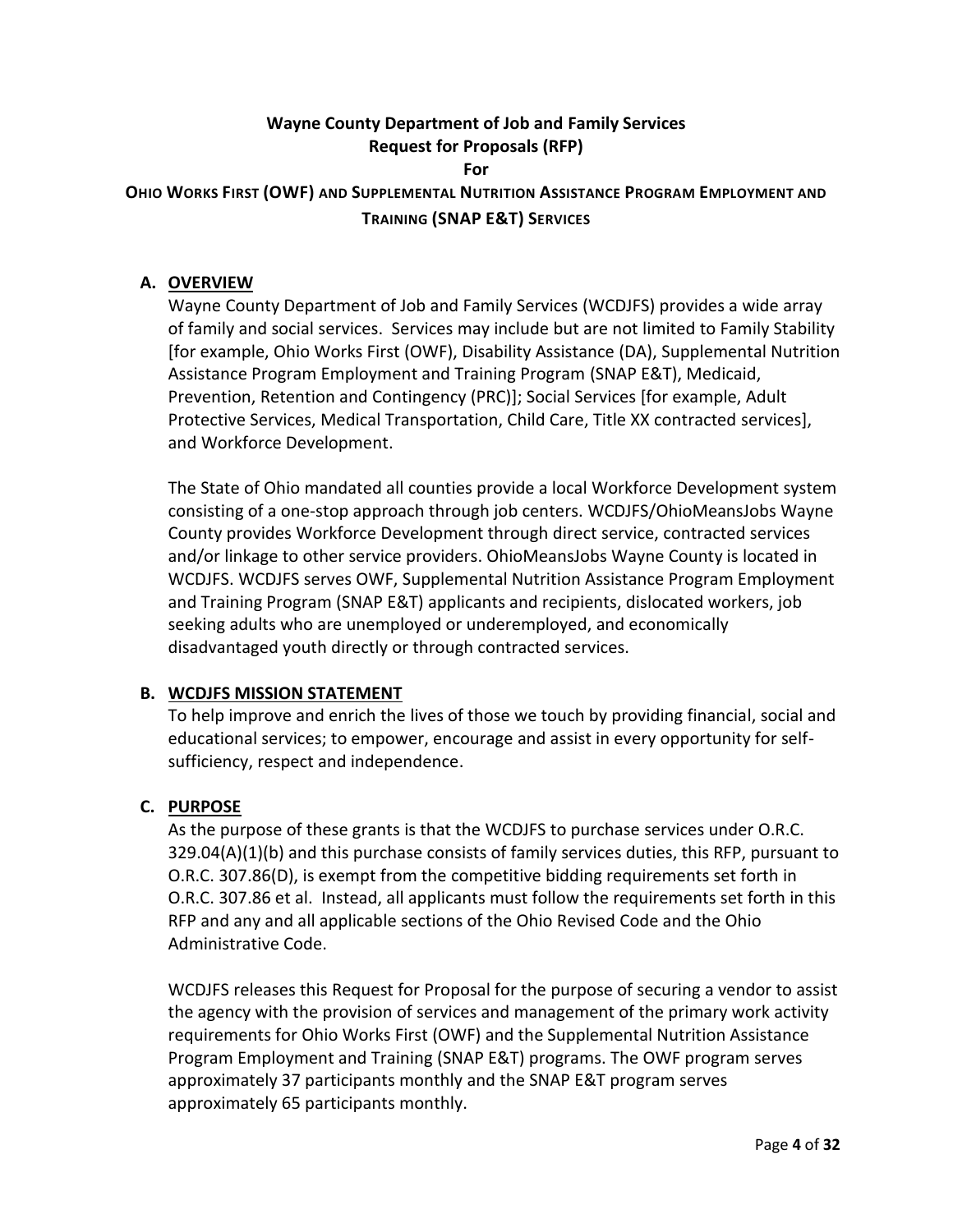**Wayne County Department of Job and Family Services**
**Request for Proposals (RFP)**
**For**
**OHIO WORKS FIRST (OWF) AND SUPPLEMENTAL NUTRITION ASSISTANCE PROGRAM EMPLOYMENT AND TRAINING (SNAP E&T) SERVICES**

## A. OVERVIEW

Wayne County Department of Job and Family Services (WCDJFS) provides a wide array of family and social services. Services may include but are not limited to Family Stability [for example, Ohio Works First (OWF), Disability Assistance (DA), Supplemental Nutrition Assistance Program Employment and Training Program (SNAP E&T), Medicaid, Prevention, Retention and Contingency (PRC)]; Social Services [for example, Adult Protective Services, Medical Transportation, Child Care, Title XX contracted services], and Workforce Development.

The State of Ohio mandated all counties provide a local Workforce Development system consisting of a one-stop approach through job centers. WCDJFS/OhioMeansJobs Wayne County provides Workforce Development through direct service, contracted services and/or linkage to other service providers. OhioMeansJobs Wayne County is located in WCDJFS. WCDJFS serves OWF, Supplemental Nutrition Assistance Program Employment and Training Program (SNAP E&T) applicants and recipients, dislocated workers, job seeking adults who are unemployed or underemployed, and economically disadvantaged youth directly or through contracted services.

## B. WCDJFS MISSION STATEMENT

To help improve and enrich the lives of those we touch by providing financial, social and educational services; to empower, encourage and assist in every opportunity for self-sufficiency, respect and independence.

## C. PURPOSE

As the purpose of these grants is that the WCDJFS to purchase services under O.R.C. 329.04(A)(1)(b) and this purchase consists of family services duties, this RFP, pursuant to O.R.C. 307.86(D), is exempt from the competitive bidding requirements set forth in O.R.C. 307.86 et al. Instead, all applicants must follow the requirements set forth in this RFP and any and all applicable sections of the Ohio Revised Code and the Ohio Administrative Code.

WCDJFS releases this Request for Proposal for the purpose of securing a vendor to assist the agency with the provision of services and management of the primary work activity requirements for Ohio Works First (OWF) and the Supplemental Nutrition Assistance Program Employment and Training (SNAP E&T) programs. The OWF program serves approximately 37 participants monthly and the SNAP E&T program serves approximately 65 participants monthly.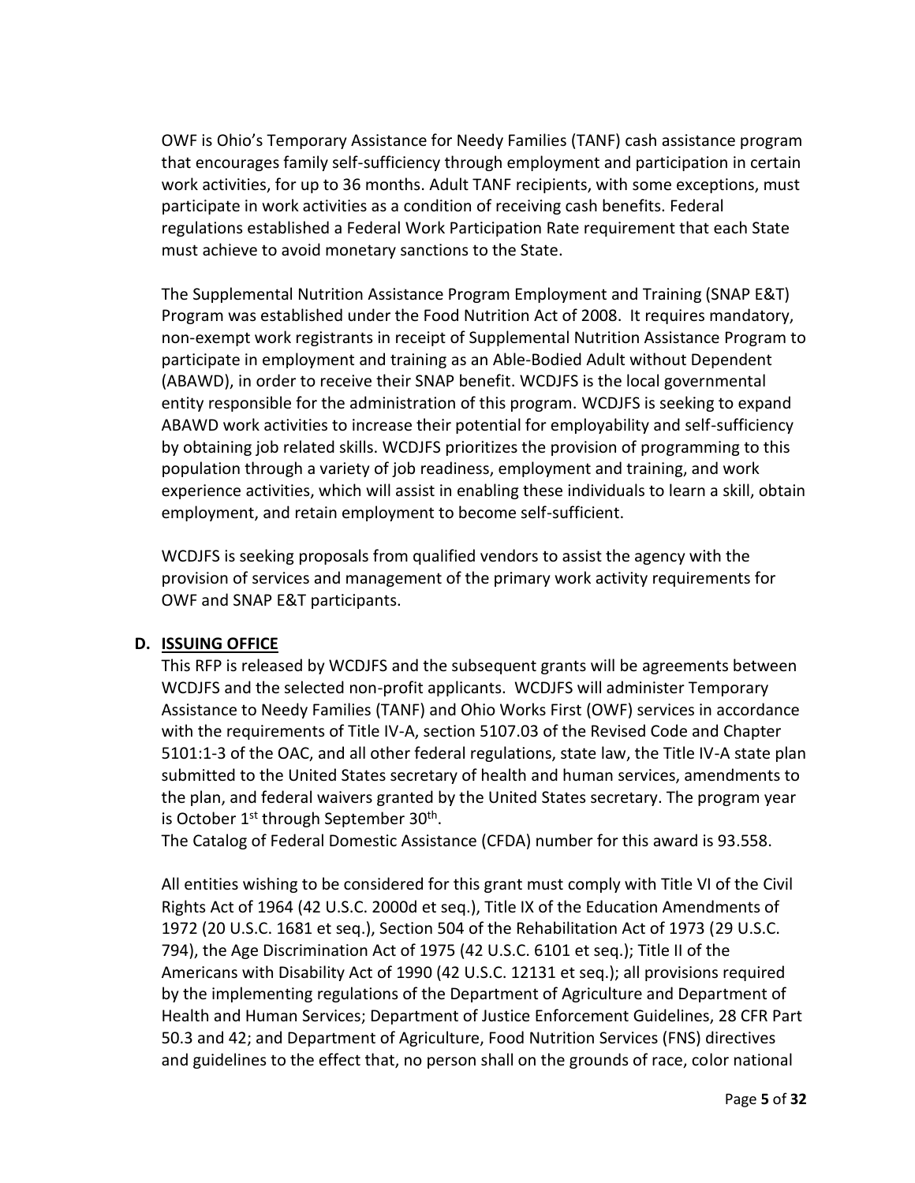OWF is Ohio's Temporary Assistance for Needy Families (TANF) cash assistance program that encourages family self-sufficiency through employment and participation in certain work activities, for up to 36 months. Adult TANF recipients, with some exceptions, must participate in work activities as a condition of receiving cash benefits. Federal regulations established a Federal Work Participation Rate requirement that each State must achieve to avoid monetary sanctions to the State.

The Supplemental Nutrition Assistance Program Employment and Training (SNAP E&T) Program was established under the Food Nutrition Act of 2008. It requires mandatory, non-exempt work registrants in receipt of Supplemental Nutrition Assistance Program to participate in employment and training as an Able-Bodied Adult without Dependent (ABAWD), in order to receive their SNAP benefit. WCDJFS is the local governmental entity responsible for the administration of this program. WCDJFS is seeking to expand ABAWD work activities to increase their potential for employability and self-sufficiency by obtaining job related skills. WCDJFS prioritizes the provision of programming to this population through a variety of job readiness, employment and training, and work experience activities, which will assist in enabling these individuals to learn a skill, obtain employment, and retain employment to become self-sufficient.

WCDJFS is seeking proposals from qualified vendors to assist the agency with the provision of services and management of the primary work activity requirements for OWF and SNAP E&T participants.

### D. ISSUING OFFICE

This RFP is released by WCDJFS and the subsequent grants will be agreements between WCDJFS and the selected non-profit applicants. WCDJFS will administer Temporary Assistance to Needy Families (TANF) and Ohio Works First (OWF) services in accordance with the requirements of Title IV-A, section 5107.03 of the Revised Code and Chapter 5101:1-3 of the OAC, and all other federal regulations, state law, the Title IV-A state plan submitted to the United States secretary of health and human services, amendments to the plan, and federal waivers granted by the United States secretary. The program year is October 1st through September 30th.

The Catalog of Federal Domestic Assistance (CFDA) number for this award is 93.558.

All entities wishing to be considered for this grant must comply with Title VI of the Civil Rights Act of 1964 (42 U.S.C. 2000d et seq.), Title IX of the Education Amendments of 1972 (20 U.S.C. 1681 et seq.), Section 504 of the Rehabilitation Act of 1973 (29 U.S.C. 794), the Age Discrimination Act of 1975 (42 U.S.C. 6101 et seq.); Title II of the Americans with Disability Act of 1990 (42 U.S.C. 12131 et seq.); all provisions required by the implementing regulations of the Department of Agriculture and Department of Health and Human Services; Department of Justice Enforcement Guidelines, 28 CFR Part 50.3 and 42; and Department of Agriculture, Food Nutrition Services (FNS) directives and guidelines to the effect that, no person shall on the grounds of race, color national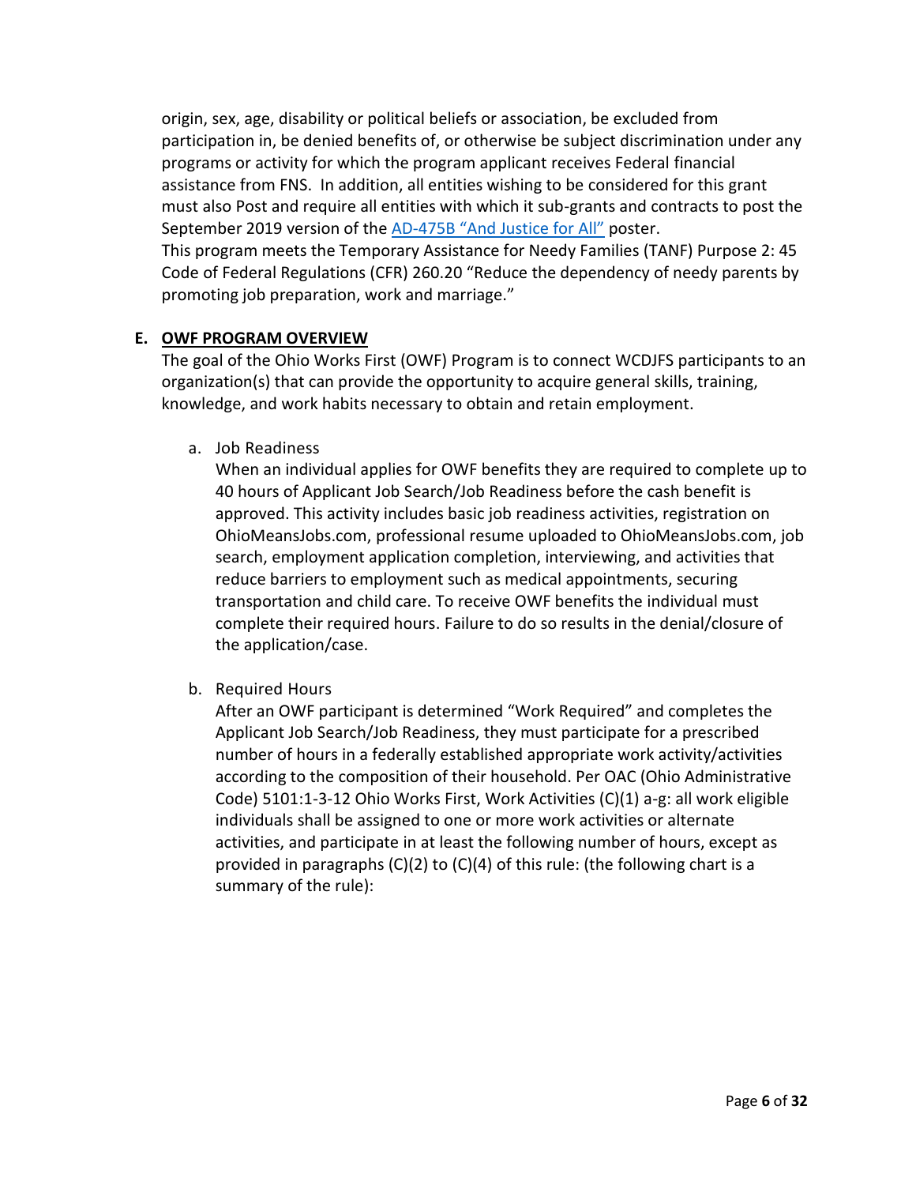origin, sex, age, disability or political beliefs or association, be excluded from participation in, be denied benefits of, or otherwise be subject discrimination under any programs or activity for which the program applicant receives Federal financial assistance from FNS. In addition, all entities wishing to be considered for this grant must also Post and require all entities with which it sub-grants and contracts to post the September 2019 version of the [AD-475B "And Justice for All"](#) poster.
This program meets the Temporary Assistance for Needy Families (TANF) Purpose 2: 45 Code of Federal Regulations (CFR) 260.20 "Reduce the dependency of needy parents by promoting job preparation, work and marriage."

## E. OWF PROGRAM OVERVIEW

The goal of the Ohio Works First (OWF) Program is to connect WCDJFS participants to an organization(s) that can provide the opportunity to acquire general skills, training, knowledge, and work habits necessary to obtain and retain employment.

a. Job Readiness
When an individual applies for OWF benefits they are required to complete up to 40 hours of Applicant Job Search/Job Readiness before the cash benefit is approved. This activity includes basic job readiness activities, registration on OhioMeansJobs.com, professional resume uploaded to OhioMeansJobs.com, job search, employment application completion, interviewing, and activities that reduce barriers to employment such as medical appointments, securing transportation and child care. To receive OWF benefits the individual must complete their required hours. Failure to do so results in the denial/closure of the application/case.

b. Required Hours
After an OWF participant is determined "Work Required" and completes the Applicant Job Search/Job Readiness, they must participate for a prescribed number of hours in a federally established appropriate work activity/activities according to the composition of their household. Per OAC (Ohio Administrative Code) 5101:1-3-12 Ohio Works First, Work Activities (C)(1) a-g: all work eligible individuals shall be assigned to one or more work activities or alternate activities, and participate in at least the following number of hours, except as provided in paragraphs (C)(2) to (C)(4) of this rule: (the following chart is a summary of the rule):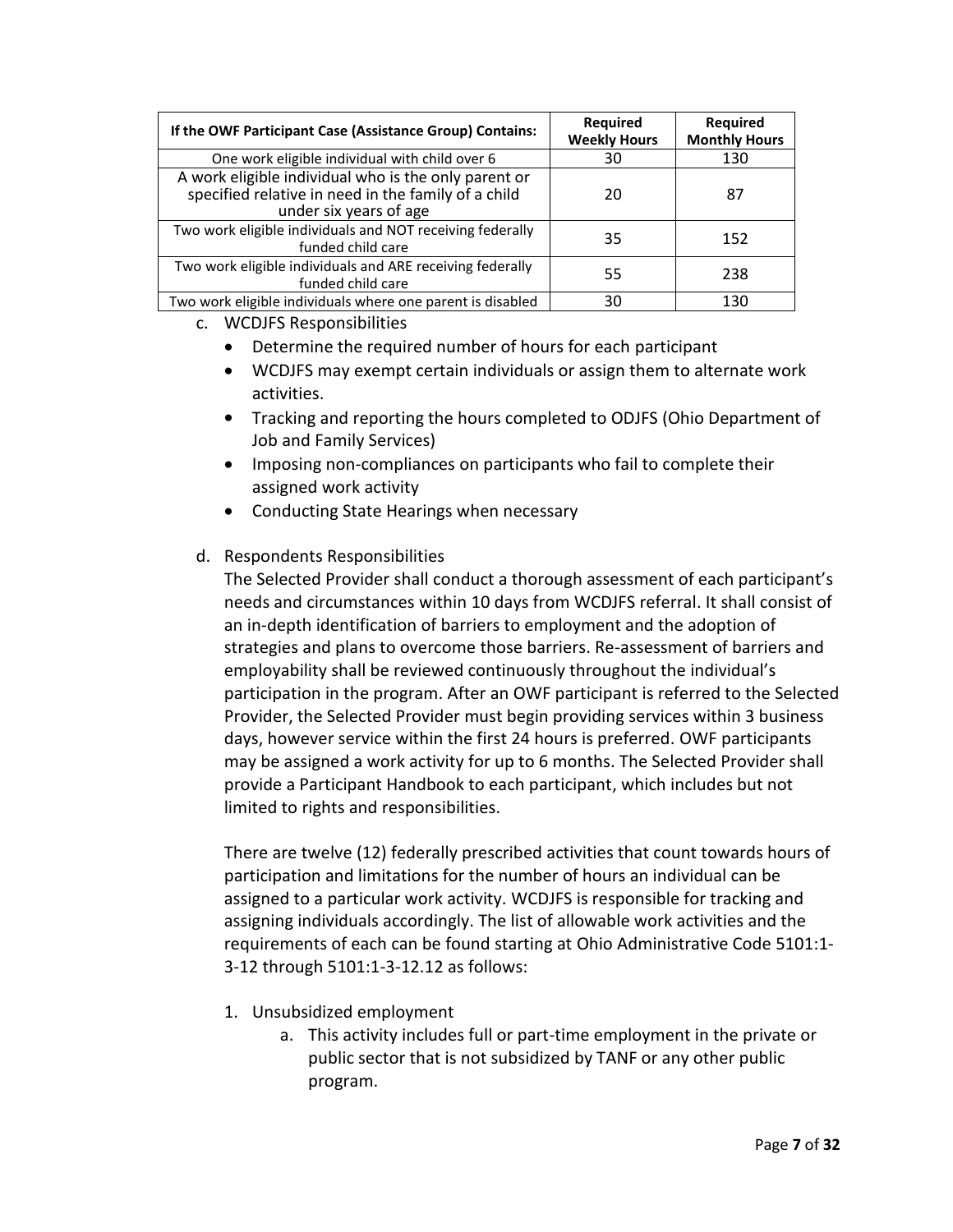| If the OWF Participant Case (Assistance Group) Contains: | Required Weekly Hours | Required Monthly Hours |
|---|---|---|
| One work eligible individual with child over 6 | 30 | 130 |
| A work eligible individual who is the only parent or specified relative in need in the family of a child under six years of age | 20 | 87 |
| Two work eligible individuals and NOT receiving federally funded child care | 35 | 152 |
| Two work eligible individuals and ARE receiving federally funded child care | 55 | 238 |
| Two work eligible individuals where one parent is disabled | 30 | 130 |

c. WCDJFS Responsibilities

- Determine the required number of hours for each participant
- WCDJFS may exempt certain individuals or assign them to alternate work activities.
- Tracking and reporting the hours completed to ODJFS (Ohio Department of Job and Family Services)
- Imposing non-compliances on participants who fail to complete their assigned work activity
- Conducting State Hearings when necessary

d. Respondents Responsibilities

The Selected Provider shall conduct a thorough assessment of each participant's needs and circumstances within 10 days from WCDJFS referral. It shall consist of an in-depth identification of barriers to employment and the adoption of strategies and plans to overcome those barriers. Re-assessment of barriers and employability shall be reviewed continuously throughout the individual's participation in the program. After an OWF participant is referred to the Selected Provider, the Selected Provider must begin providing services within 3 business days, however service within the first 24 hours is preferred. OWF participants may be assigned a work activity for up to 6 months. The Selected Provider shall provide a Participant Handbook to each participant, which includes but not limited to rights and responsibilities.

There are twelve (12) federally prescribed activities that count towards hours of participation and limitations for the number of hours an individual can be assigned to a particular work activity. WCDJFS is responsible for tracking and assigning individuals accordingly. The list of allowable work activities and the requirements of each can be found starting at Ohio Administrative Code 5101:1-3-12 through 5101:1-3-12.12 as follows:

1. Unsubsidized employment
   a. This activity includes full or part-time employment in the private or public sector that is not subsidized by TANF or any other public program.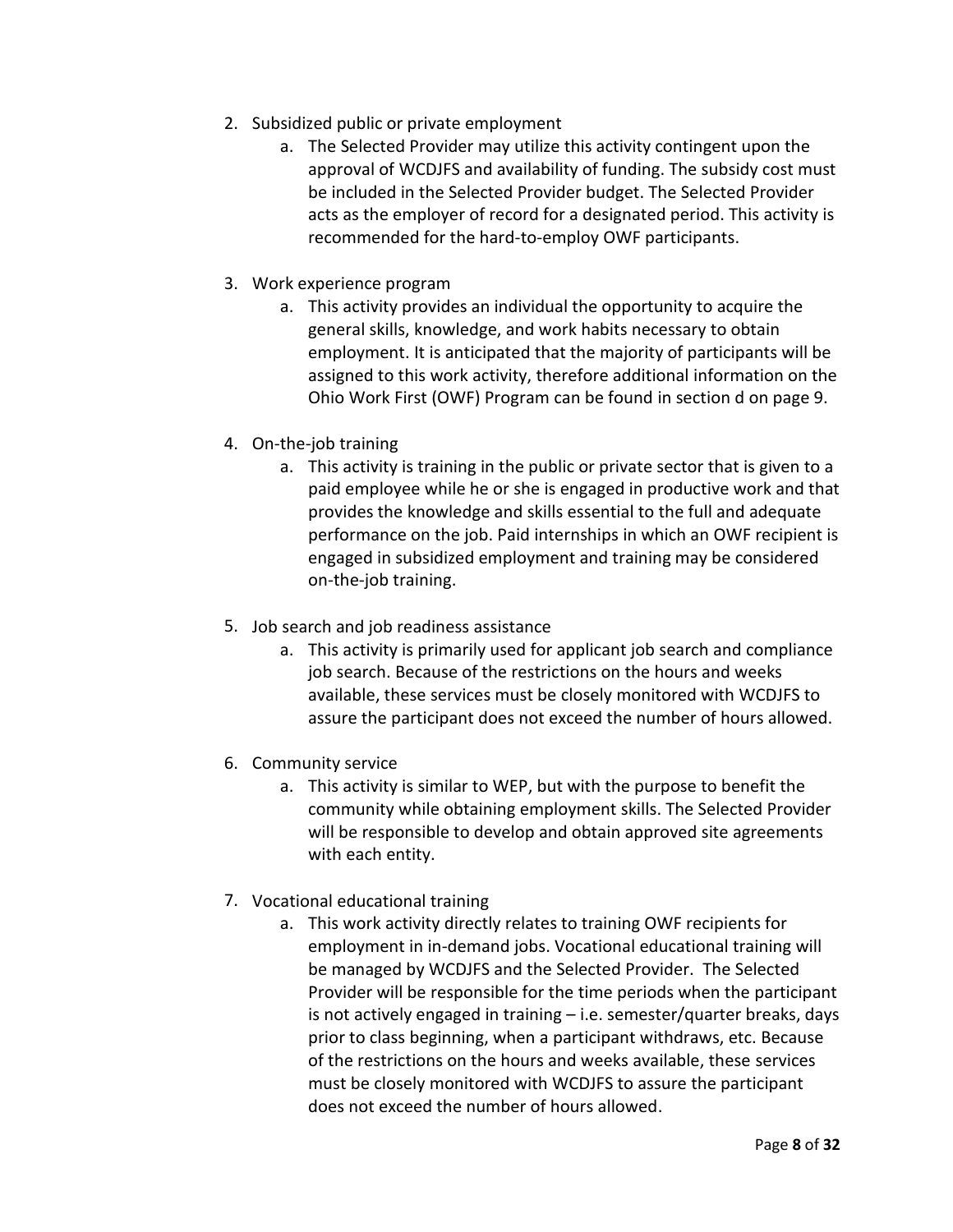2. Subsidized public or private employment
    a. The Selected Provider may utilize this activity contingent upon the approval of WCDJFS and availability of funding. The subsidy cost must be included in the Selected Provider budget. The Selected Provider acts as the employer of record for a designated period. This activity is recommended for the hard-to-employ OWF participants.

3. Work experience program
    a. This activity provides an individual the opportunity to acquire the general skills, knowledge, and work habits necessary to obtain employment. It is anticipated that the majority of participants will be assigned to this work activity, therefore additional information on the Ohio Work First (OWF) Program can be found in section d on page 9.

4. On-the-job training
    a. This activity is training in the public or private sector that is given to a paid employee while he or she is engaged in productive work and that provides the knowledge and skills essential to the full and adequate performance on the job. Paid internships in which an OWF recipient is engaged in subsidized employment and training may be considered on-the-job training.

5. Job search and job readiness assistance
    a. This activity is primarily used for applicant job search and compliance job search. Because of the restrictions on the hours and weeks available, these services must be closely monitored with WCDJFS to assure the participant does not exceed the number of hours allowed.

6. Community service
    a. This activity is similar to WEP, but with the purpose to benefit the community while obtaining employment skills. The Selected Provider will be responsible to develop and obtain approved site agreements with each entity.

7. Vocational educational training
    a. This work activity directly relates to training OWF recipients for employment in in-demand jobs. Vocational educational training will be managed by WCDJFS and the Selected Provider. The Selected Provider will be responsible for the time periods when the participant is not actively engaged in training – i.e. semester/quarter breaks, days prior to class beginning, when a participant withdraws, etc. Because of the restrictions on the hours and weeks available, these services must be closely monitored with WCDJFS to assure the participant does not exceed the number of hours allowed.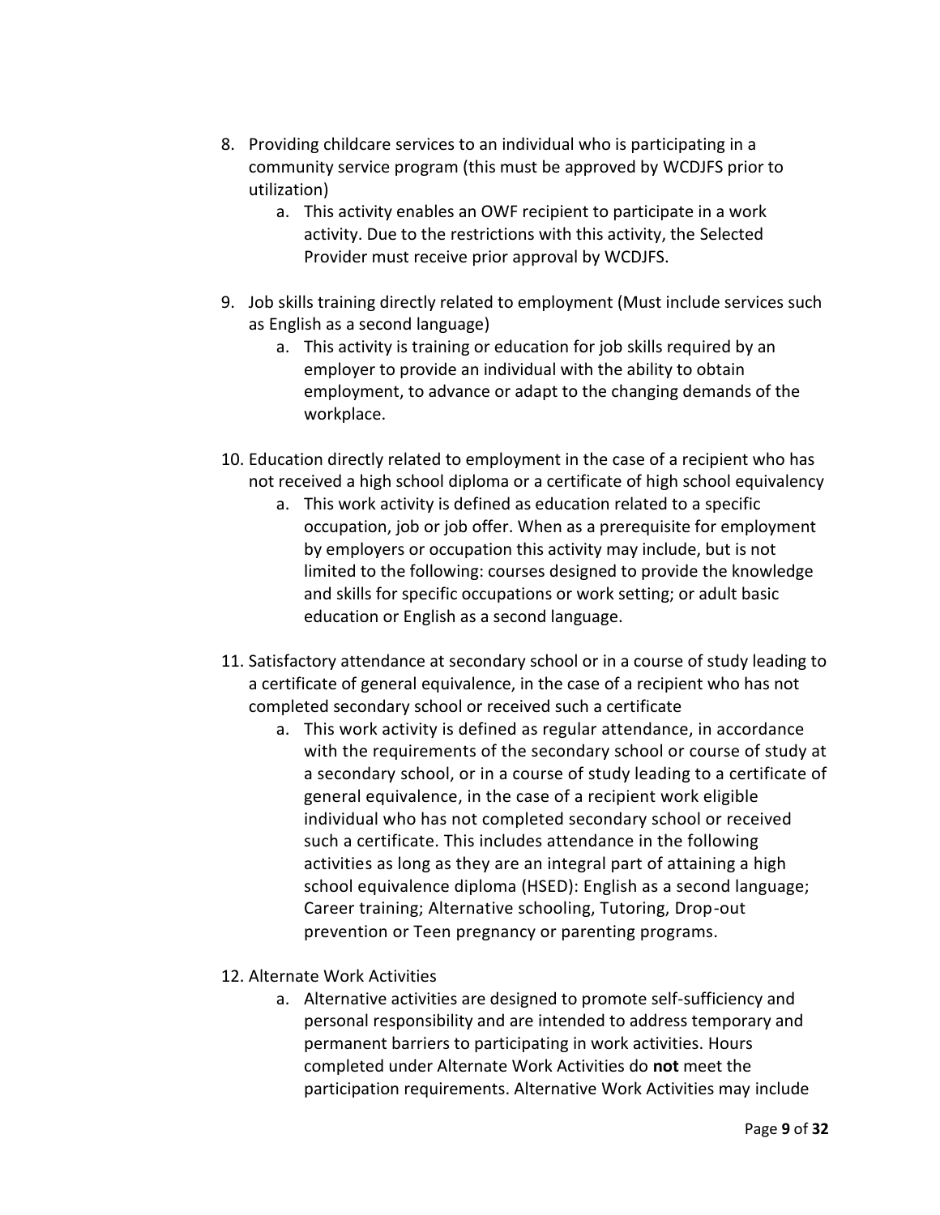8. Providing childcare services to an individual who is participating in a community service program (this must be approved by WCDJFS prior to utilization)
    a. This activity enables an OWF recipient to participate in a work activity. Due to the restrictions with this activity, the Selected Provider must receive prior approval by WCDJFS.

9. Job skills training directly related to employment (Must include services such as English as a second language)
    a. This activity is training or education for job skills required by an employer to provide an individual with the ability to obtain employment, to advance or adapt to the changing demands of the workplace.

10. Education directly related to employment in the case of a recipient who has not received a high school diploma or a certificate of high school equivalency
    a. This work activity is defined as education related to a specific occupation, job or job offer. When as a prerequisite for employment by employers or occupation this activity may include, but is not limited to the following: courses designed to provide the knowledge and skills for specific occupations or work setting; or adult basic education or English as a second language.

11. Satisfactory attendance at secondary school or in a course of study leading to a certificate of general equivalence, in the case of a recipient who has not completed secondary school or received such a certificate
    a. This work activity is defined as regular attendance, in accordance with the requirements of the secondary school or course of study at a secondary school, or in a course of study leading to a certificate of general equivalence, in the case of a recipient work eligible individual who has not completed secondary school or received such a certificate. This includes attendance in the following activities as long as they are an integral part of attaining a high school equivalence diploma (HSED): English as a second language; Career training; Alternative schooling, Tutoring, Drop-out prevention or Teen pregnancy or parenting programs.

12. Alternate Work Activities
    a. Alternative activities are designed to promote self-sufficiency and personal responsibility and are intended to address temporary and permanent barriers to participating in work activities. Hours completed under Alternate Work Activities do **not** meet the participation requirements. Alternative Work Activities may include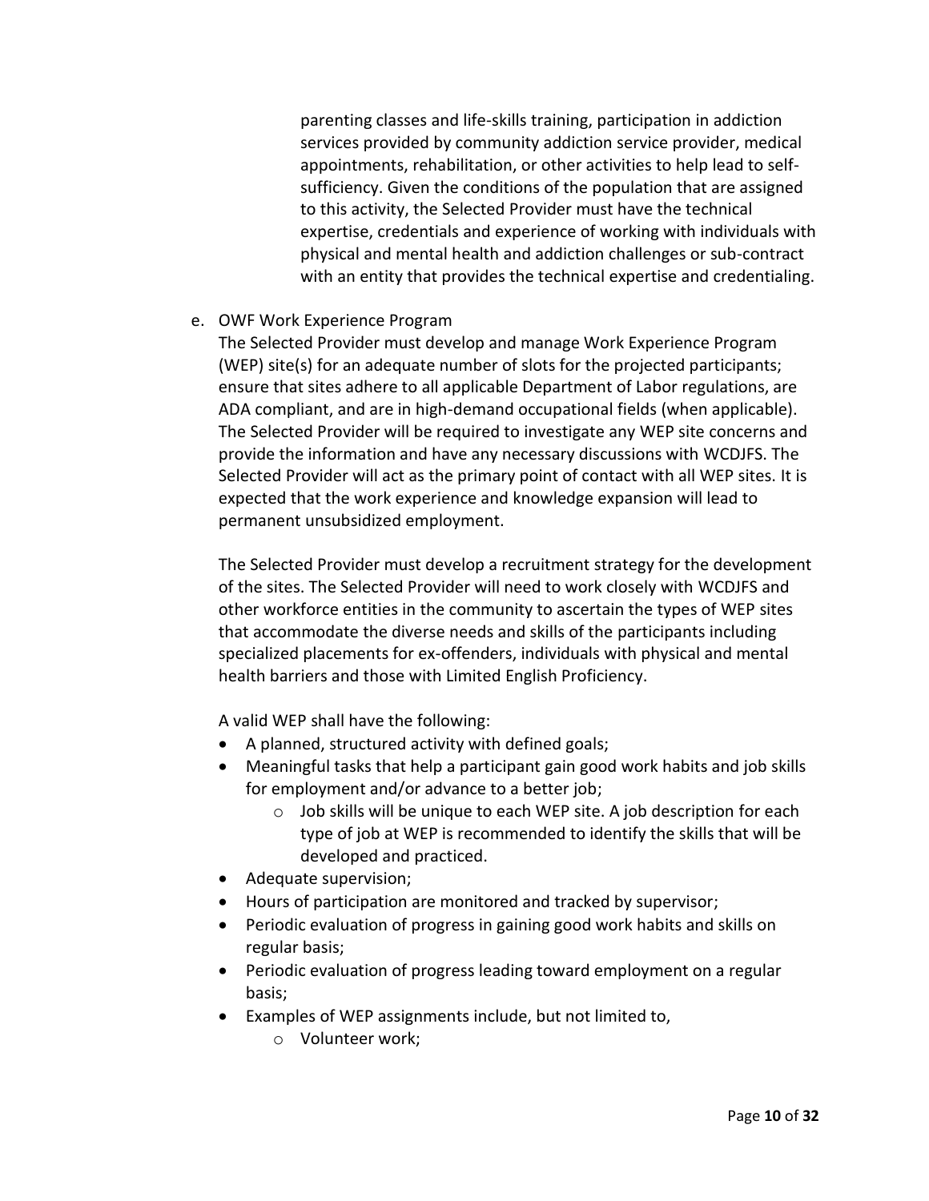parenting classes and life-skills training, participation in addiction services provided by community addiction service provider, medical appointments, rehabilitation, or other activities to help lead to self-sufficiency. Given the conditions of the population that are assigned to this activity, the Selected Provider must have the technical expertise, credentials and experience of working with individuals with physical and mental health and addiction challenges or sub-contract with an entity that provides the technical expertise and credentialing.

e. OWF Work Experience Program

The Selected Provider must develop and manage Work Experience Program (WEP) site(s) for an adequate number of slots for the projected participants; ensure that sites adhere to all applicable Department of Labor regulations, are ADA compliant, and are in high-demand occupational fields (when applicable). The Selected Provider will be required to investigate any WEP site concerns and provide the information and have any necessary discussions with WCDJFS. The Selected Provider will act as the primary point of contact with all WEP sites. It is expected that the work experience and knowledge expansion will lead to permanent unsubsidized employment.

The Selected Provider must develop a recruitment strategy for the development of the sites. The Selected Provider will need to work closely with WCDJFS and other workforce entities in the community to ascertain the types of WEP sites that accommodate the diverse needs and skills of the participants including specialized placements for ex-offenders, individuals with physical and mental health barriers and those with Limited English Proficiency.

A valid WEP shall have the following:

- A planned, structured activity with defined goals;
- Meaningful tasks that help a participant gain good work habits and job skills for employment and/or advance to a better job;
    - Job skills will be unique to each WEP site. A job description for each type of job at WEP is recommended to identify the skills that will be developed and practiced.
- Adequate supervision;
- Hours of participation are monitored and tracked by supervisor;
- Periodic evaluation of progress in gaining good work habits and skills on regular basis;
- Periodic evaluation of progress leading toward employment on a regular basis;
- Examples of WEP assignments include, but not limited to,
    - Volunteer work;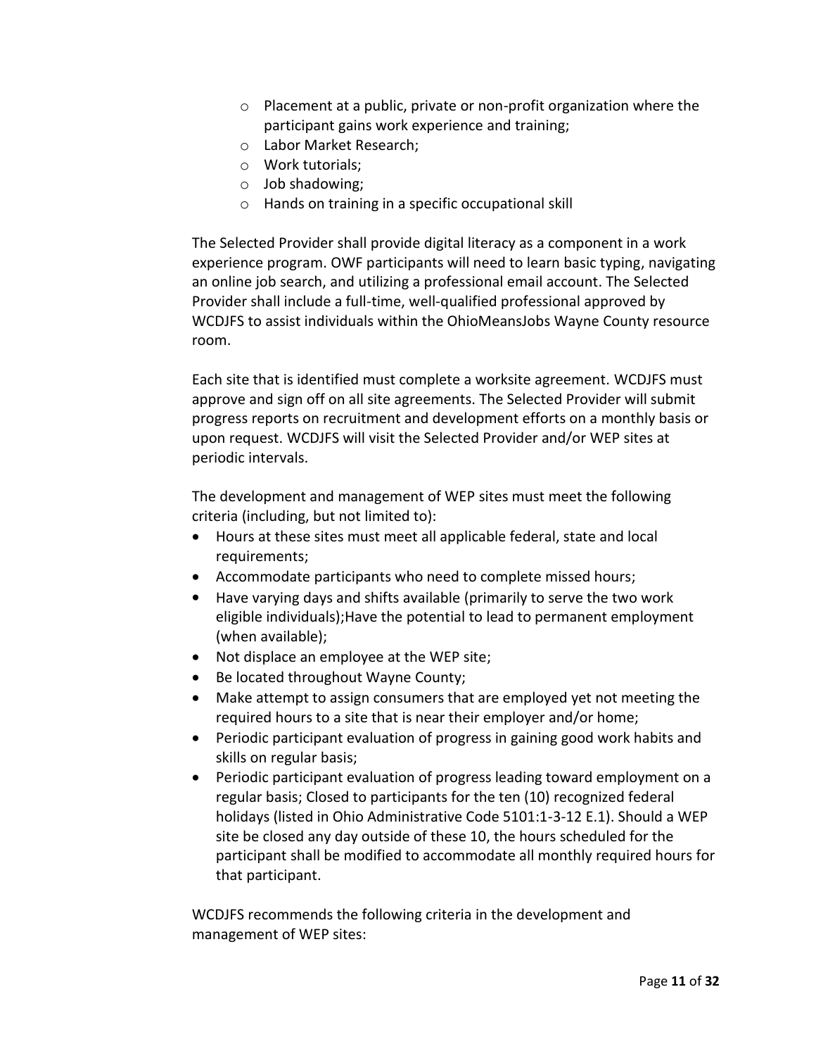- Placement at a public, private or non-profit organization where the participant gains work experience and training;
  - Labor Market Research;
  - Work tutorials;
  - Job shadowing;
  - Hands on training in a specific occupational skill

The Selected Provider shall provide digital literacy as a component in a work experience program. OWF participants will need to learn basic typing, navigating an online job search, and utilizing a professional email account. The Selected Provider shall include a full-time, well-qualified professional approved by WCDJFS to assist individuals within the OhioMeansJobs Wayne County resource room.

Each site that is identified must complete a worksite agreement. WCDJFS must approve and sign off on all site agreements. The Selected Provider will submit progress reports on recruitment and development efforts on a monthly basis or upon request. WCDJFS will visit the Selected Provider and/or WEP sites at periodic intervals.

The development and management of WEP sites must meet the following criteria (including, but not limited to):

- Hours at these sites must meet all applicable federal, state and local requirements;
- Accommodate participants who need to complete missed hours;
- Have varying days and shifts available (primarily to serve the two work eligible individuals);Have the potential to lead to permanent employment (when available);
- Not displace an employee at the WEP site;
- Be located throughout Wayne County;
- Make attempt to assign consumers that are employed yet not meeting the required hours to a site that is near their employer and/or home;
- Periodic participant evaluation of progress in gaining good work habits and skills on regular basis;
- Periodic participant evaluation of progress leading toward employment on a regular basis; Closed to participants for the ten (10) recognized federal holidays (listed in Ohio Administrative Code 5101:1-3-12 E.1). Should a WEP site be closed any day outside of these 10, the hours scheduled for the participant shall be modified to accommodate all monthly required hours for that participant.

WCDJFS recommends the following criteria in the development and management of WEP sites: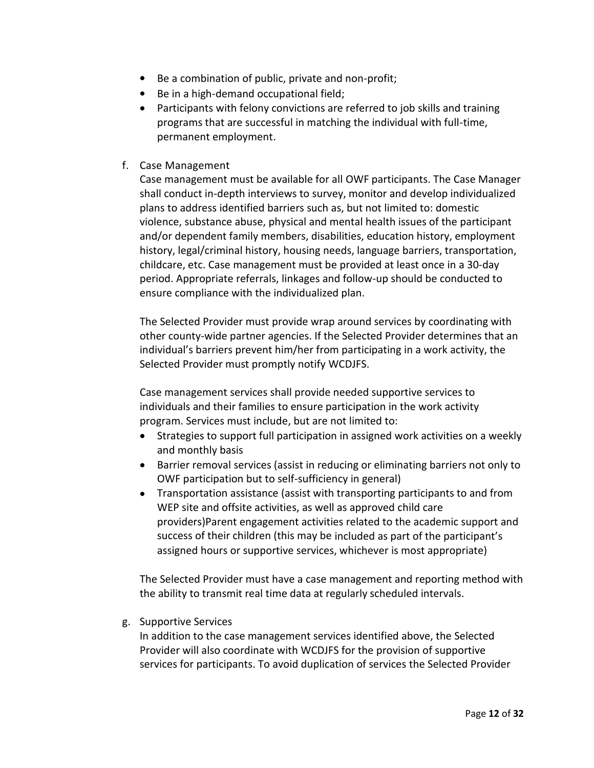- Be a combination of public, private and non-profit;
- Be in a high-demand occupational field;
- Participants with felony convictions are referred to job skills and training programs that are successful in matching the individual with full-time, permanent employment.

f. Case Management

Case management must be available for all OWF participants. The Case Manager shall conduct in-depth interviews to survey, monitor and develop individualized plans to address identified barriers such as, but not limited to: domestic violence, substance abuse, physical and mental health issues of the participant and/or dependent family members, disabilities, education history, employment history, legal/criminal history, housing needs, language barriers, transportation, childcare, etc. Case management must be provided at least once in a 30-day period. Appropriate referrals, linkages and follow-up should be conducted to ensure compliance with the individualized plan.

The Selected Provider must provide wrap around services by coordinating with other county-wide partner agencies. If the Selected Provider determines that an individual's barriers prevent him/her from participating in a work activity, the Selected Provider must promptly notify WCDJFS.

Case management services shall provide needed supportive services to individuals and their families to ensure participation in the work activity program. Services must include, but are not limited to:

- Strategies to support full participation in assigned work activities on a weekly and monthly basis
- Barrier removal services (assist in reducing or eliminating barriers not only to OWF participation but to self-sufficiency in general)
- Transportation assistance (assist with transporting participants to and from WEP site and offsite activities, as well as approved child care providers)Parent engagement activities related to the academic support and success of their children (this may be included as part of the participant's assigned hours or supportive services, whichever is most appropriate)

The Selected Provider must have a case management and reporting method with the ability to transmit real time data at regularly scheduled intervals.

g. Supportive Services

In addition to the case management services identified above, the Selected Provider will also coordinate with WCDJFS for the provision of supportive services for participants. To avoid duplication of services the Selected Provider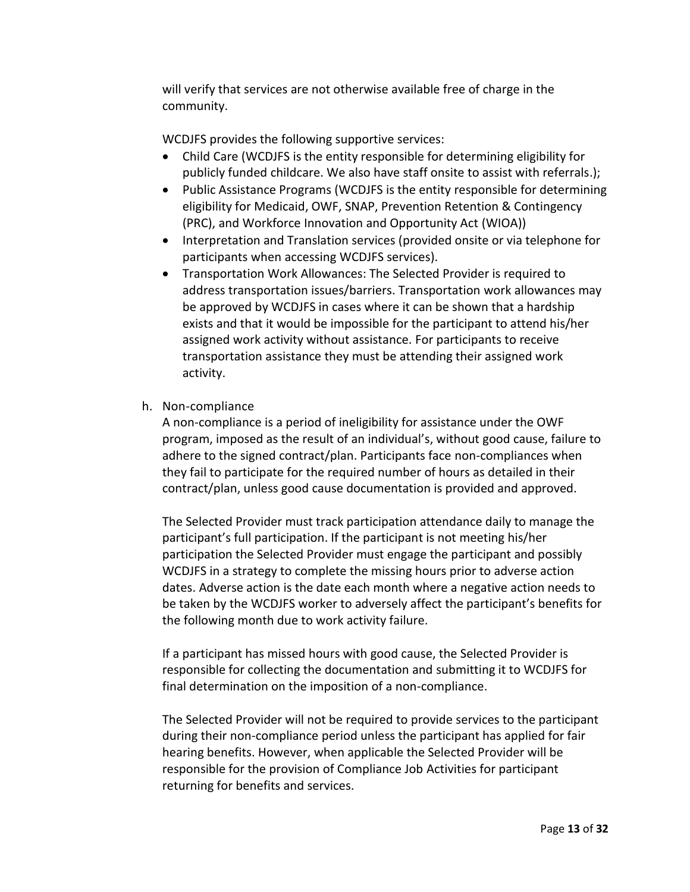will verify that services are not otherwise available free of charge in the community.

WCDJFS provides the following supportive services:

- Child Care (WCDJFS is the entity responsible for determining eligibility for publicly funded childcare. We also have staff onsite to assist with referrals.);
- Public Assistance Programs (WCDJFS is the entity responsible for determining eligibility for Medicaid, OWF, SNAP, Prevention Retention & Contingency (PRC), and Workforce Innovation and Opportunity Act (WIOA))
- Interpretation and Translation services (provided onsite or via telephone for participants when accessing WCDJFS services).
- Transportation Work Allowances: The Selected Provider is required to address transportation issues/barriers. Transportation work allowances may be approved by WCDJFS in cases where it can be shown that a hardship exists and that it would be impossible for the participant to attend his/her assigned work activity without assistance. For participants to receive transportation assistance they must be attending their assigned work activity.

h. Non-compliance

A non-compliance is a period of ineligibility for assistance under the OWF program, imposed as the result of an individual's, without good cause, failure to adhere to the signed contract/plan. Participants face non-compliances when they fail to participate for the required number of hours as detailed in their contract/plan, unless good cause documentation is provided and approved.

The Selected Provider must track participation attendance daily to manage the participant's full participation. If the participant is not meeting his/her participation the Selected Provider must engage the participant and possibly WCDJFS in a strategy to complete the missing hours prior to adverse action dates. Adverse action is the date each month where a negative action needs to be taken by the WCDJFS worker to adversely affect the participant's benefits for the following month due to work activity failure.

If a participant has missed hours with good cause, the Selected Provider is responsible for collecting the documentation and submitting it to WCDJFS for final determination on the imposition of a non-compliance.

The Selected Provider will not be required to provide services to the participant during their non-compliance period unless the participant has applied for fair hearing benefits. However, when applicable the Selected Provider will be responsible for the provision of Compliance Job Activities for participant returning for benefits and services.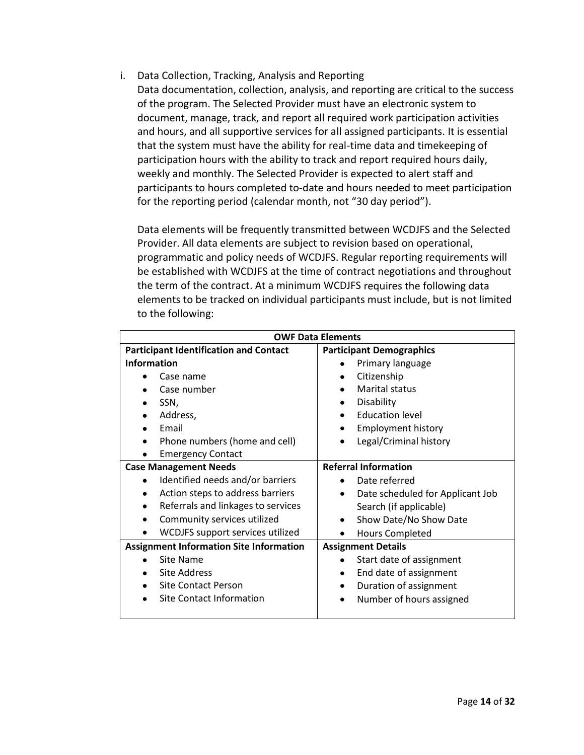i. Data Collection, Tracking, Analysis and Reporting

Data documentation, collection, analysis, and reporting are critical to the success of the program. The Selected Provider must have an electronic system to document, manage, track, and report all required work participation activities and hours, and all supportive services for all assigned participants. It is essential that the system must have the ability for real-time data and timekeeping of participation hours with the ability to track and report required hours daily, weekly and monthly. The Selected Provider is expected to alert staff and participants to hours completed to-date and hours needed to meet participation for the reporting period (calendar month, not "30 day period").

Data elements will be frequently transmitted between WCDJFS and the Selected Provider. All data elements are subject to revision based on operational, programmatic and policy needs of WCDJFS. Regular reporting requirements will be established with WCDJFS at the time of contract negotiations and throughout the term of the contract. At a minimum WCDJFS requires the following data elements to be tracked on individual participants must include, but is not limited to the following:

| **OWF Data Elements** | |
|---|---|
| **Participant Identification and Contact Information**<br>• Case name<br>• Case number<br>• SSN,<br>• Address,<br>• Email<br>• Phone numbers (home and cell)<br>• Emergency Contact | **Participant Demographics**<br>• Primary language<br>• Citizenship<br>• Marital status<br>• Disability<br>• Education level<br>• Employment history<br>• Legal/Criminal history |
| **Case Management Needs**<br>• Identified needs and/or barriers<br>• Action steps to address barriers<br>• Referrals and linkages to services<br>• Community services utilized<br>• WCDJFS support services utilized | **Referral Information**<br>• Date referred<br>• Date scheduled for Applicant Job Search (if applicable)<br>• Show Date/No Show Date<br>• Hours Completed |
| **Assignment Information Site Information**<br>• Site Name<br>• Site Address<br>• Site Contact Person<br>• Site Contact Information | **Assignment Details**<br>• Start date of assignment<br>• End date of assignment<br>• Duration of assignment<br>• Number of hours assigned |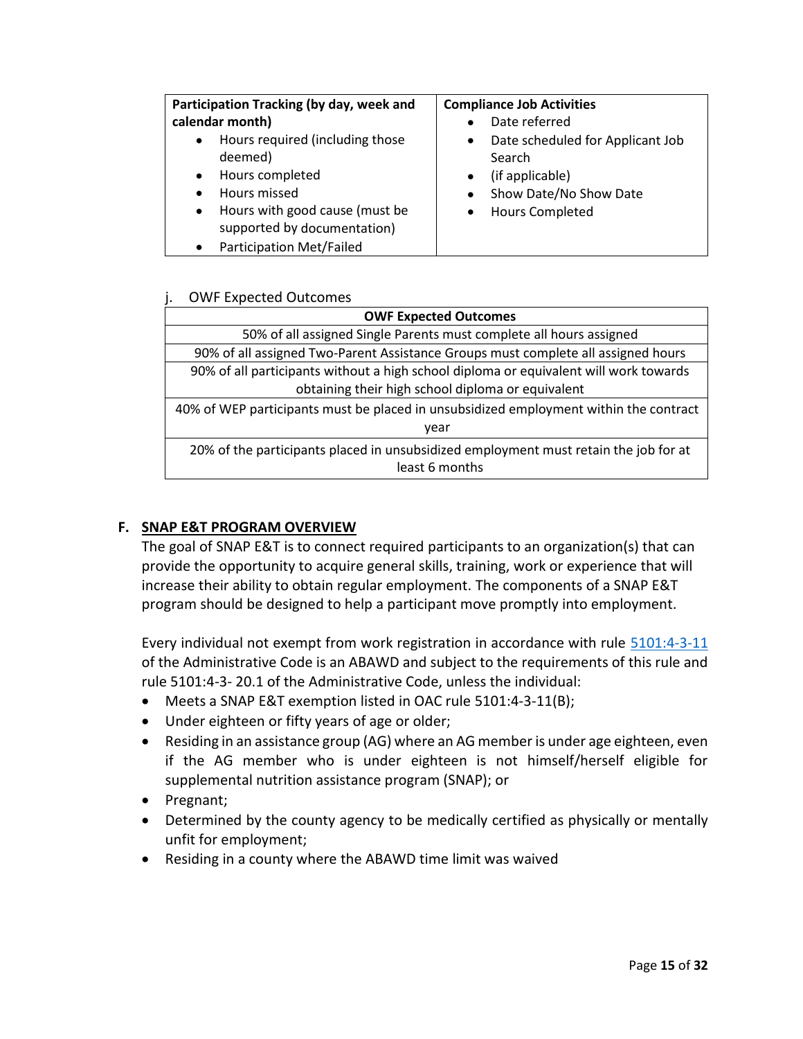| Participation Tracking (by day, week and calendar month) | Compliance Job Activities |
|---|---|
| • Hours required (including those deemed)<br>• Hours completed<br>• Hours missed<br>• Hours with good cause (must be supported by documentation)<br>• Participation Met/Failed | • Date referred<br>• Date scheduled for Applicant Job Search<br>• (if applicable)<br>• Show Date/No Show Date<br>• Hours Completed |

j. OWF Expected Outcomes

| OWF Expected Outcomes |
|---|
| 50% of all assigned Single Parents must complete all hours assigned |
| 90% of all assigned Two-Parent Assistance Groups must complete all assigned hours |
| 90% of all participants without a high school diploma or equivalent will work towards obtaining their high school diploma or equivalent |
| 40% of WEP participants must be placed in unsubsidized employment within the contract year |
| 20% of the participants placed in unsubsidized employment must retain the job for at least 6 months |

## F. SNAP E&T PROGRAM OVERVIEW

The goal of SNAP E&T is to connect required participants to an organization(s) that can provide the opportunity to acquire general skills, training, work or experience that will increase their ability to obtain regular employment. The components of a SNAP E&T program should be designed to help a participant move promptly into employment.

Every individual not exempt from work registration in accordance with rule 5101:4-3-11 of the Administrative Code is an ABAWD and subject to the requirements of this rule and rule 5101:4-3- 20.1 of the Administrative Code, unless the individual:

- Meets a SNAP E&T exemption listed in OAC rule 5101:4-3-11(B);
- Under eighteen or fifty years of age or older;
- Residing in an assistance group (AG) where an AG member is under age eighteen, even if the AG member who is under eighteen is not himself/herself eligible for supplemental nutrition assistance program (SNAP); or
- Pregnant;
- Determined by the county agency to be medically certified as physically or mentally unfit for employment;
- Residing in a county where the ABAWD time limit was waived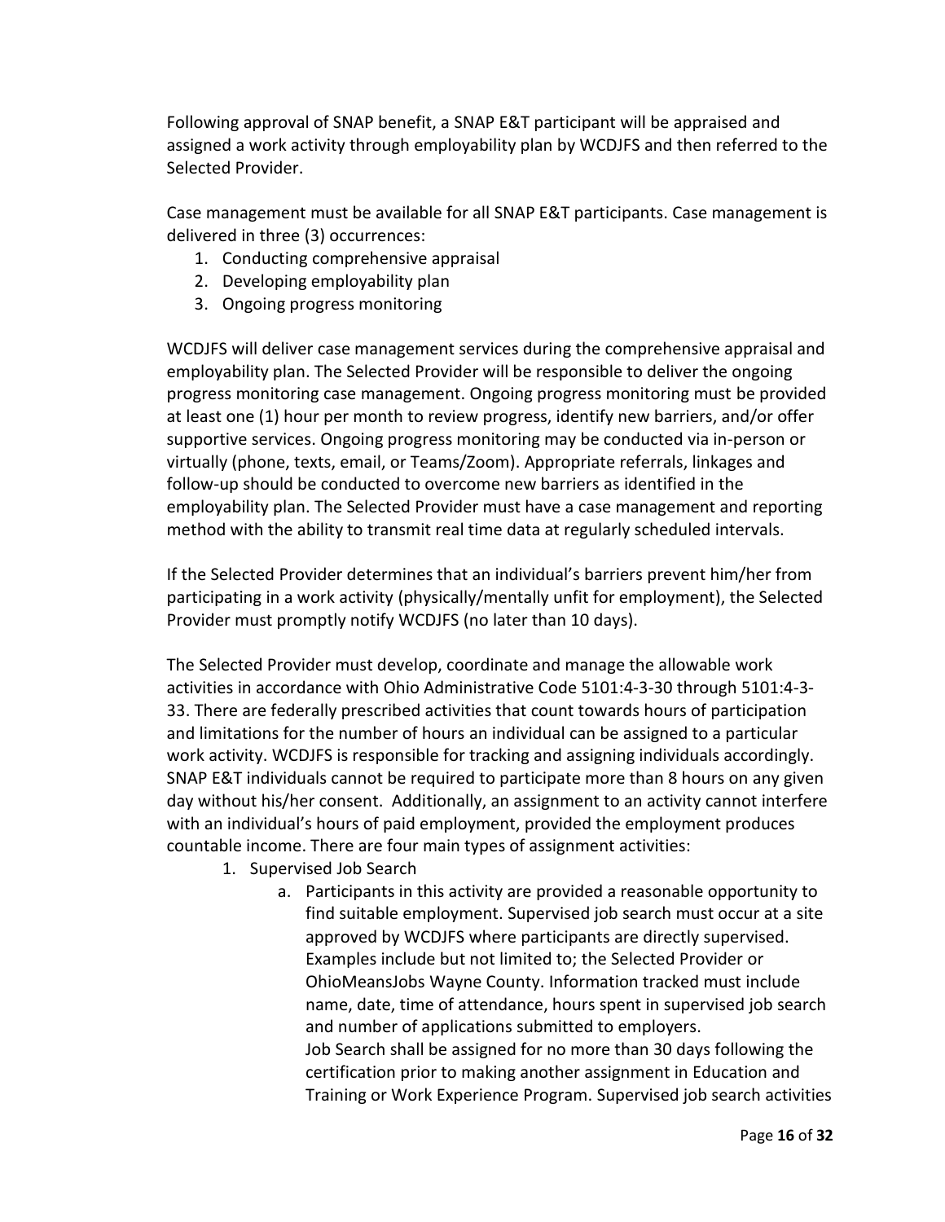Following approval of SNAP benefit, a SNAP E&T participant will be appraised and assigned a work activity through employability plan by WCDJFS and then referred to the Selected Provider.

Case management must be available for all SNAP E&T participants. Case management is delivered in three (3) occurrences:

1. Conducting comprehensive appraisal
2. Developing employability plan
3. Ongoing progress monitoring

WCDJFS will deliver case management services during the comprehensive appraisal and employability plan. The Selected Provider will be responsible to deliver the ongoing progress monitoring case management. Ongoing progress monitoring must be provided at least one (1) hour per month to review progress, identify new barriers, and/or offer supportive services. Ongoing progress monitoring may be conducted via in-person or virtually (phone, texts, email, or Teams/Zoom). Appropriate referrals, linkages and follow-up should be conducted to overcome new barriers as identified in the employability plan. The Selected Provider must have a case management and reporting method with the ability to transmit real time data at regularly scheduled intervals.

If the Selected Provider determines that an individual's barriers prevent him/her from participating in a work activity (physically/mentally unfit for employment), the Selected Provider must promptly notify WCDJFS (no later than 10 days).

The Selected Provider must develop, coordinate and manage the allowable work activities in accordance with Ohio Administrative Code 5101:4-3-30 through 5101:4-3-33. There are federally prescribed activities that count towards hours of participation and limitations for the number of hours an individual can be assigned to a particular work activity. WCDJFS is responsible for tracking and assigning individuals accordingly. SNAP E&T individuals cannot be required to participate more than 8 hours on any given day without his/her consent. Additionally, an assignment to an activity cannot interfere with an individual's hours of paid employment, provided the employment produces countable income. There are four main types of assignment activities:

1. Supervised Job Search
    a. Participants in this activity are provided a reasonable opportunity to find suitable employment. Supervised job search must occur at a site approved by WCDJFS where participants are directly supervised. Examples include but not limited to; the Selected Provider or OhioMeansJobs Wayne County. Information tracked must include name, date, time of attendance, hours spent in supervised job search and number of applications submitted to employers.
    Job Search shall be assigned for no more than 30 days following the certification prior to making another assignment in Education and Training or Work Experience Program. Supervised job search activities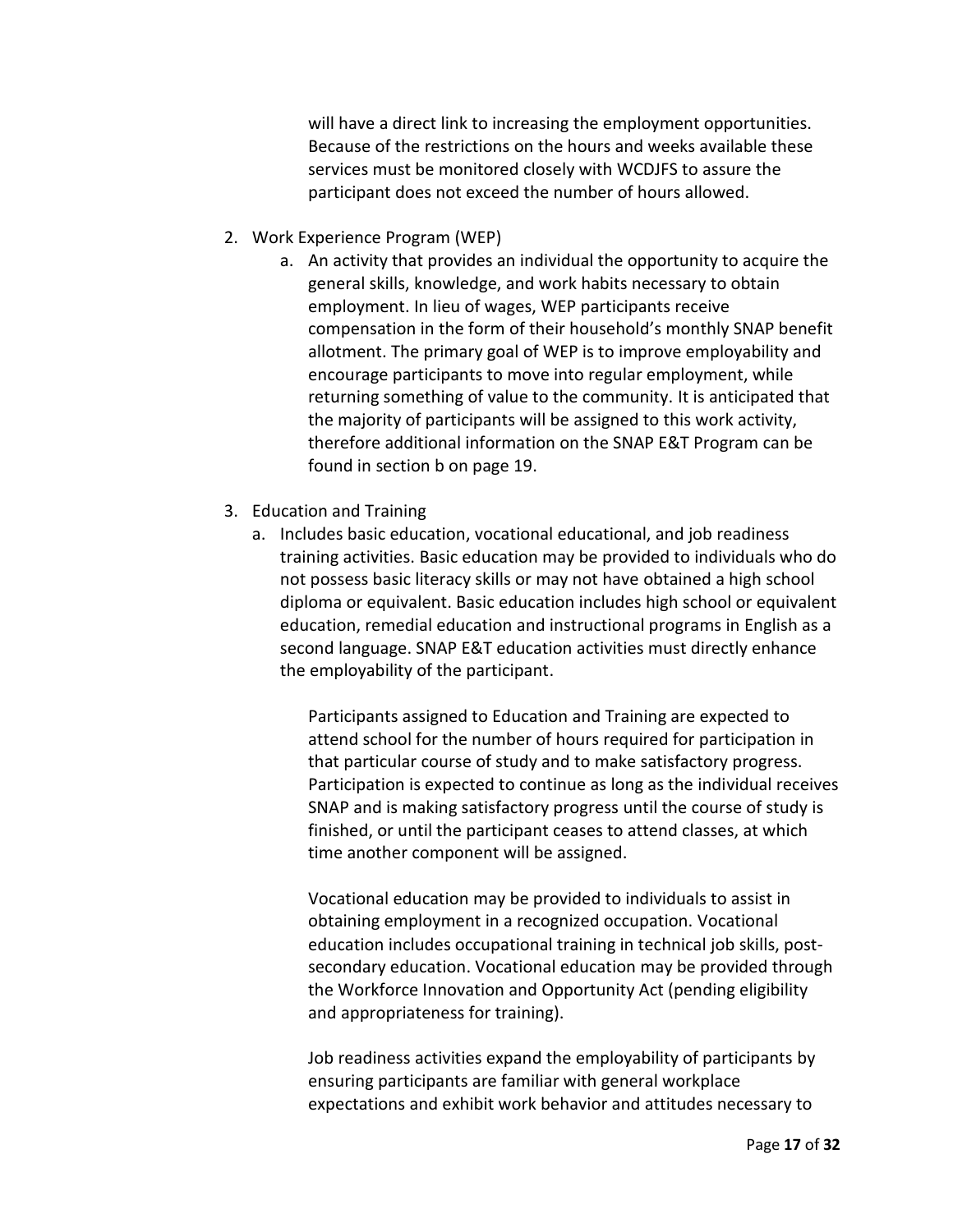will have a direct link to increasing the employment opportunities. Because of the restrictions on the hours and weeks available these services must be monitored closely with WCDJFS to assure the participant does not exceed the number of hours allowed.

2. Work Experience Program (WEP)
   a. An activity that provides an individual the opportunity to acquire the general skills, knowledge, and work habits necessary to obtain employment. In lieu of wages, WEP participants receive compensation in the form of their household's monthly SNAP benefit allotment. The primary goal of WEP is to improve employability and encourage participants to move into regular employment, while returning something of value to the community. It is anticipated that the majority of participants will be assigned to this work activity, therefore additional information on the SNAP E&T Program can be found in section b on page 19.

3. Education and Training
   a. Includes basic education, vocational educational, and job readiness training activities. Basic education may be provided to individuals who do not possess basic literacy skills or may not have obtained a high school diploma or equivalent. Basic education includes high school or equivalent education, remedial education and instructional programs in English as a second language. SNAP E&T education activities must directly enhance the employability of the participant.

      Participants assigned to Education and Training are expected to attend school for the number of hours required for participation in that particular course of study and to make satisfactory progress. Participation is expected to continue as long as the individual receives SNAP and is making satisfactory progress until the course of study is finished, or until the participant ceases to attend classes, at which time another component will be assigned.

      Vocational education may be provided to individuals to assist in obtaining employment in a recognized occupation. Vocational education includes occupational training in technical job skills, post-secondary education. Vocational education may be provided through the Workforce Innovation and Opportunity Act (pending eligibility and appropriateness for training).

      Job readiness activities expand the employability of participants by ensuring participants are familiar with general workplace expectations and exhibit work behavior and attitudes necessary to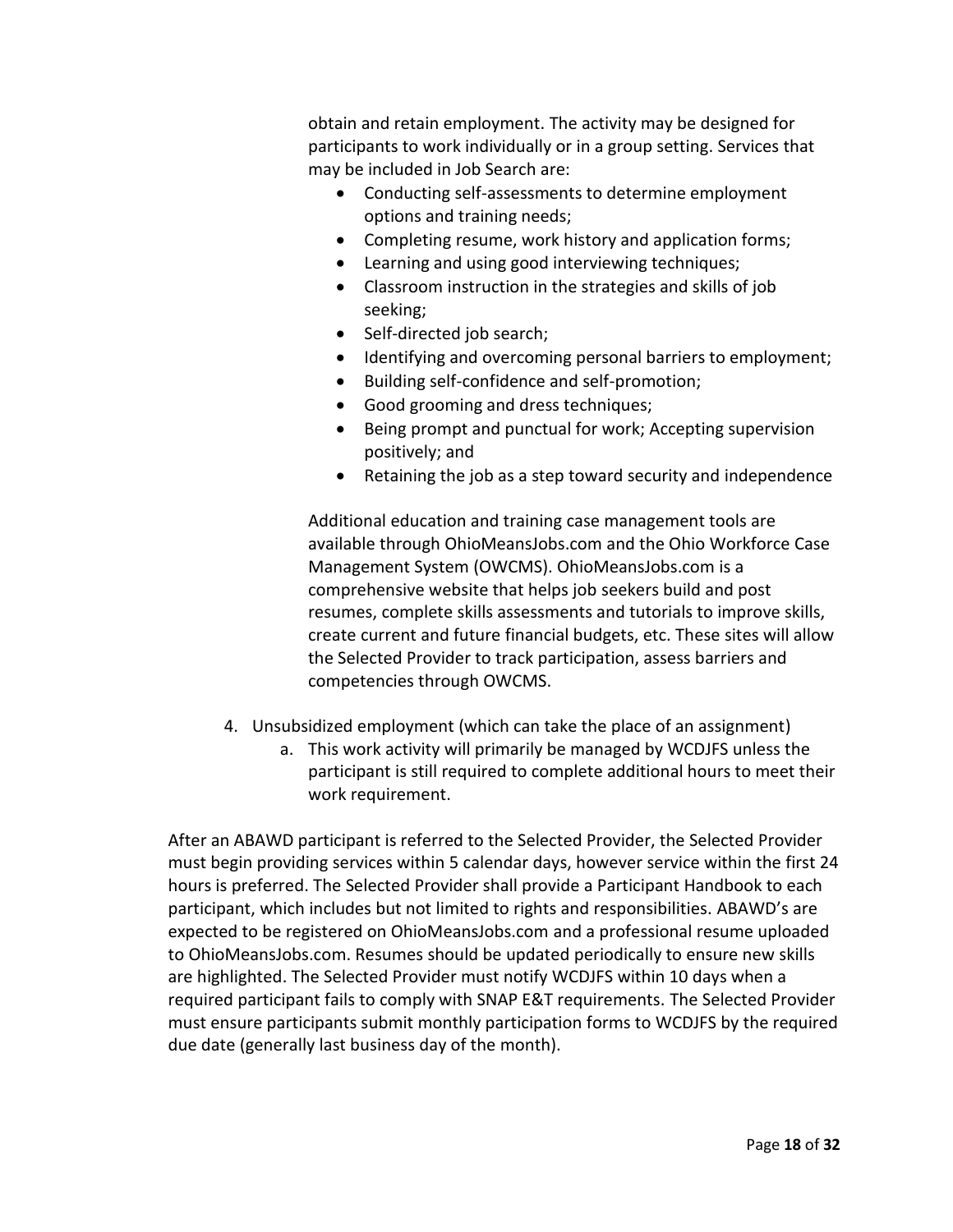obtain and retain employment. The activity may be designed for participants to work individually or in a group setting. Services that may be included in Job Search are:

- Conducting self-assessments to determine employment options and training needs;
- Completing resume, work history and application forms;
- Learning and using good interviewing techniques;
- Classroom instruction in the strategies and skills of job seeking;
- Self-directed job search;
- Identifying and overcoming personal barriers to employment;
- Building self-confidence and self-promotion;
- Good grooming and dress techniques;
- Being prompt and punctual for work; Accepting supervision positively; and
- Retaining the job as a step toward security and independence

Additional education and training case management tools are available through OhioMeansJobs.com and the Ohio Workforce Case Management System (OWCMS). OhioMeansJobs.com is a comprehensive website that helps job seekers build and post resumes, complete skills assessments and tutorials to improve skills, create current and future financial budgets, etc. These sites will allow the Selected Provider to track participation, assess barriers and competencies through OWCMS.

4. Unsubsidized employment (which can take the place of an assignment)
   a. This work activity will primarily be managed by WCDJFS unless the participant is still required to complete additional hours to meet their work requirement.

After an ABAWD participant is referred to the Selected Provider, the Selected Provider must begin providing services within 5 calendar days, however service within the first 24 hours is preferred. The Selected Provider shall provide a Participant Handbook to each participant, which includes but not limited to rights and responsibilities. ABAWD's are expected to be registered on OhioMeansJobs.com and a professional resume uploaded to OhioMeansJobs.com. Resumes should be updated periodically to ensure new skills are highlighted. The Selected Provider must notify WCDJFS within 10 days when a required participant fails to comply with SNAP E&T requirements. The Selected Provider must ensure participants submit monthly participation forms to WCDJFS by the required due date (generally last business day of the month).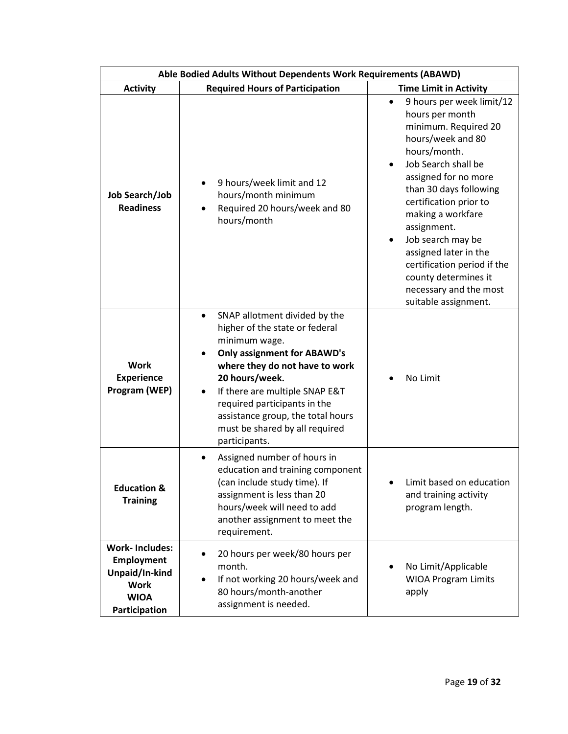| Able Bodied Adults Without Dependents Work Requirements (ABAWD) | | |
|---|---|---|
| **Activity** | **Required Hours of Participation** | **Time Limit in Activity** |
| **Job Search/Job Readiness** | • 9 hours/week limit and 12 hours/month minimum<br>• Required 20 hours/week and 80 hours/month | • 9 hours per week limit/12 hours per month minimum. Required 20 hours/week and 80 hours/month.<br>• Job Search shall be assigned for no more than 30 days following certification prior to making a workfare assignment.<br>• Job search may be assigned later in the certification period if the county determines it necessary and the most suitable assignment. |
| **Work Experience Program (WEP)** | • SNAP allotment divided by the higher of the state or federal minimum wage.<br>• **Only assignment for ABAWD's where they do not have to work 20 hours/week.**<br>• If there are multiple SNAP E&T required participants in the assistance group, the total hours must be shared by all required participants. | • No Limit |
| **Education & Training** | • Assigned number of hours in education and training component (can include study time). If assignment is less than 20 hours/week will need to add another assignment to meet the requirement. | • Limit based on education and training activity program length. |
| **Work- Includes: Employment Unpaid/In-kind Work WIOA Participation** | • 20 hours per week/80 hours per month.<br>• If not working 20 hours/week and 80 hours/month-another assignment is needed. | • No Limit/Applicable WIOA Program Limits apply |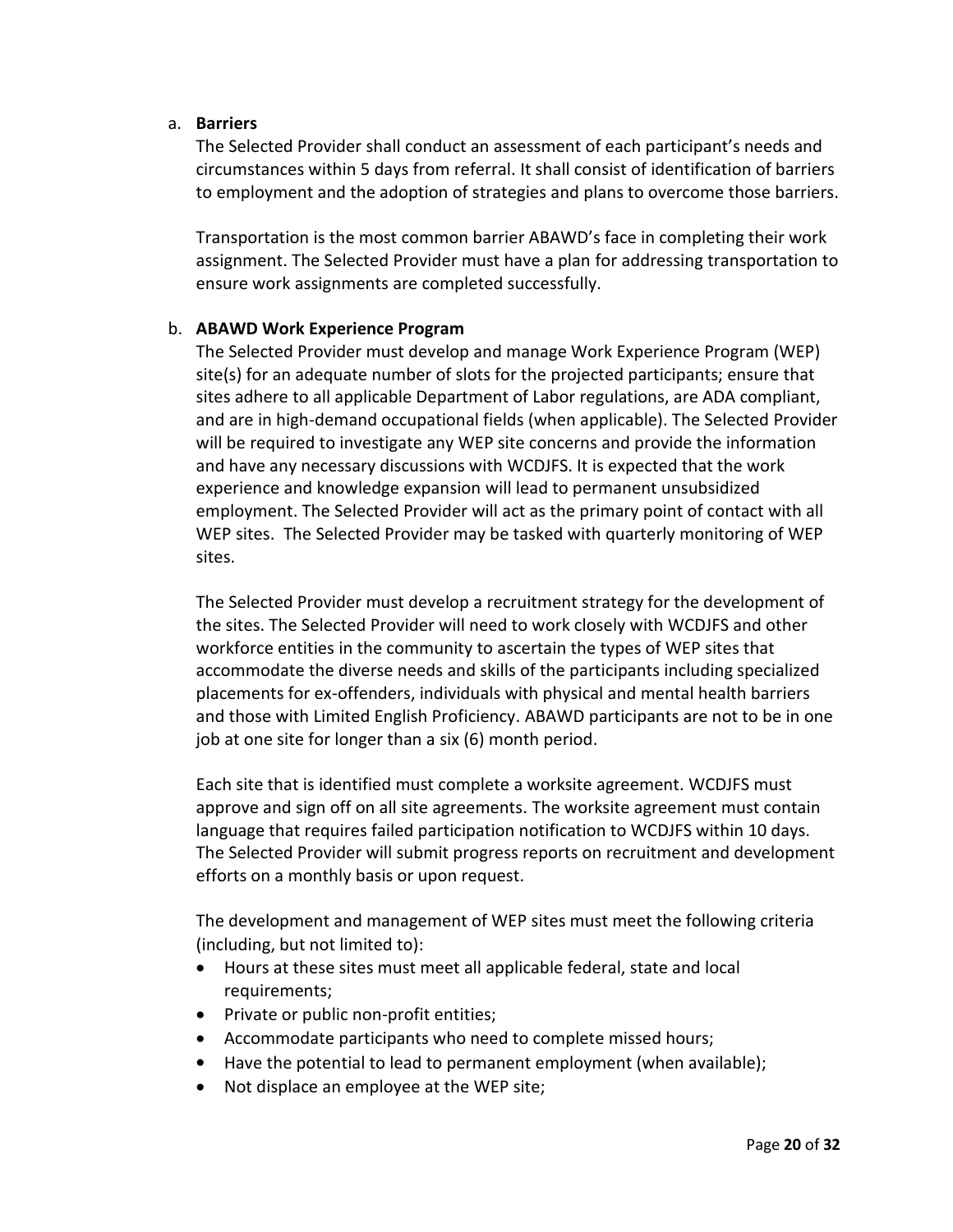a. **Barriers**

The Selected Provider shall conduct an assessment of each participant's needs and circumstances within 5 days from referral. It shall consist of identification of barriers to employment and the adoption of strategies and plans to overcome those barriers.

Transportation is the most common barrier ABAWD's face in completing their work assignment. The Selected Provider must have a plan for addressing transportation to ensure work assignments are completed successfully.

b. **ABAWD Work Experience Program**

The Selected Provider must develop and manage Work Experience Program (WEP) site(s) for an adequate number of slots for the projected participants; ensure that sites adhere to all applicable Department of Labor regulations, are ADA compliant, and are in high-demand occupational fields (when applicable). The Selected Provider will be required to investigate any WEP site concerns and provide the information and have any necessary discussions with WCDJFS. It is expected that the work experience and knowledge expansion will lead to permanent unsubsidized employment. The Selected Provider will act as the primary point of contact with all WEP sites. The Selected Provider may be tasked with quarterly monitoring of WEP sites.

The Selected Provider must develop a recruitment strategy for the development of the sites. The Selected Provider will need to work closely with WCDJFS and other workforce entities in the community to ascertain the types of WEP sites that accommodate the diverse needs and skills of the participants including specialized placements for ex-offenders, individuals with physical and mental health barriers and those with Limited English Proficiency. ABAWD participants are not to be in one job at one site for longer than a six (6) month period.

Each site that is identified must complete a worksite agreement. WCDJFS must approve and sign off on all site agreements. The worksite agreement must contain language that requires failed participation notification to WCDJFS within 10 days. The Selected Provider will submit progress reports on recruitment and development efforts on a monthly basis or upon request.

The development and management of WEP sites must meet the following criteria (including, but not limited to):

- Hours at these sites must meet all applicable federal, state and local requirements;
- Private or public non-profit entities;
- Accommodate participants who need to complete missed hours;
- Have the potential to lead to permanent employment (when available);
- Not displace an employee at the WEP site;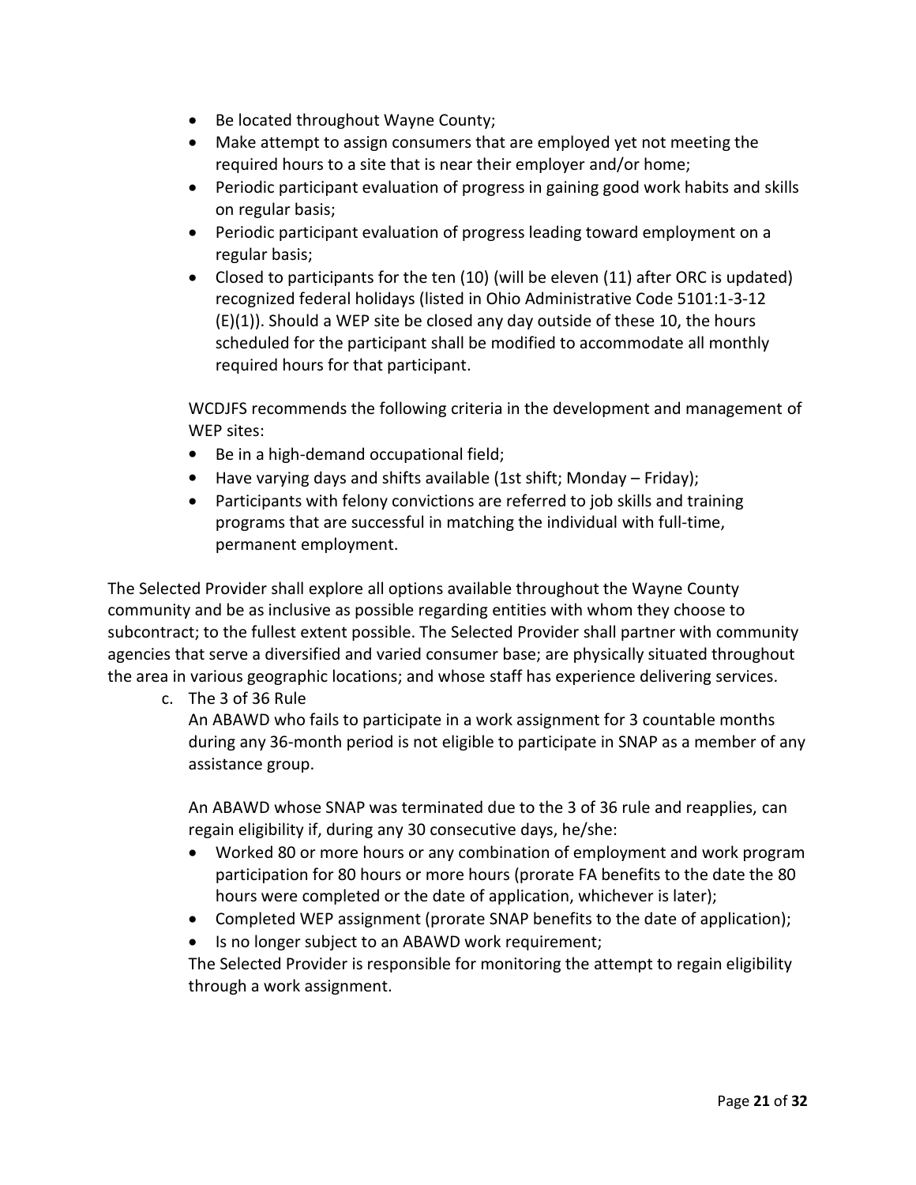- Be located throughout Wayne County;
- Make attempt to assign consumers that are employed yet not meeting the required hours to a site that is near their employer and/or home;
- Periodic participant evaluation of progress in gaining good work habits and skills on regular basis;
- Periodic participant evaluation of progress leading toward employment on a regular basis;
- Closed to participants for the ten (10) (will be eleven (11) after ORC is updated) recognized federal holidays (listed in Ohio Administrative Code 5101:1-3-12 (E)(1)). Should a WEP site be closed any day outside of these 10, the hours scheduled for the participant shall be modified to accommodate all monthly required hours for that participant.

WCDJFS recommends the following criteria in the development and management of WEP sites:

- Be in a high-demand occupational field;
- Have varying days and shifts available (1st shift; Monday – Friday);
- Participants with felony convictions are referred to job skills and training programs that are successful in matching the individual with full-time, permanent employment.

The Selected Provider shall explore all options available throughout the Wayne County community and be as inclusive as possible regarding entities with whom they choose to subcontract; to the fullest extent possible. The Selected Provider shall partner with community agencies that serve a diversified and varied consumer base; are physically situated throughout the area in various geographic locations; and whose staff has experience delivering services.

c. The 3 of 36 Rule

An ABAWD who fails to participate in a work assignment for 3 countable months during any 36-month period is not eligible to participate in SNAP as a member of any assistance group.

An ABAWD whose SNAP was terminated due to the 3 of 36 rule and reapplies, can regain eligibility if, during any 30 consecutive days, he/she:

- Worked 80 or more hours or any combination of employment and work program participation for 80 hours or more hours (prorate FA benefits to the date the 80 hours were completed or the date of application, whichever is later);
- Completed WEP assignment (prorate SNAP benefits to the date of application);
- Is no longer subject to an ABAWD work requirement;

The Selected Provider is responsible for monitoring the attempt to regain eligibility through a work assignment.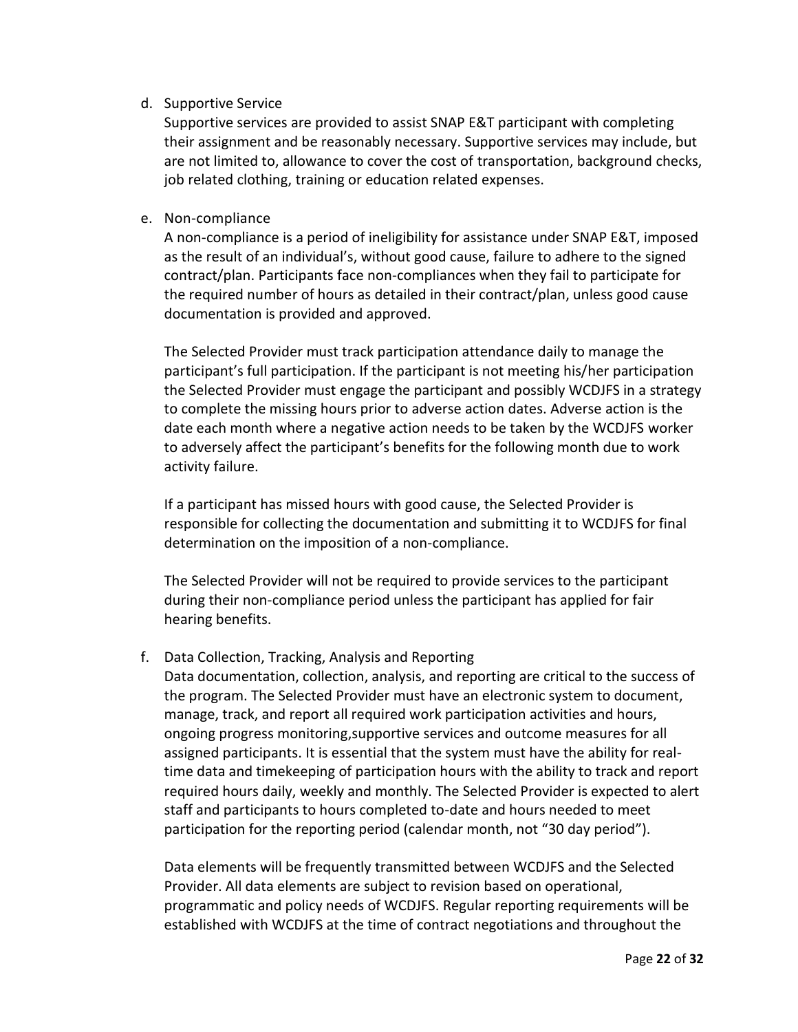d. Supportive Service

Supportive services are provided to assist SNAP E&T participant with completing their assignment and be reasonably necessary. Supportive services may include, but are not limited to, allowance to cover the cost of transportation, background checks, job related clothing, training or education related expenses.

e. Non-compliance

A non-compliance is a period of ineligibility for assistance under SNAP E&T, imposed as the result of an individual's, without good cause, failure to adhere to the signed contract/plan. Participants face non-compliances when they fail to participate for the required number of hours as detailed in their contract/plan, unless good cause documentation is provided and approved.

The Selected Provider must track participation attendance daily to manage the participant's full participation. If the participant is not meeting his/her participation the Selected Provider must engage the participant and possibly WCDJFS in a strategy to complete the missing hours prior to adverse action dates. Adverse action is the date each month where a negative action needs to be taken by the WCDJFS worker to adversely affect the participant's benefits for the following month due to work activity failure.

If a participant has missed hours with good cause, the Selected Provider is responsible for collecting the documentation and submitting it to WCDJFS for final determination on the imposition of a non-compliance.

The Selected Provider will not be required to provide services to the participant during their non-compliance period unless the participant has applied for fair hearing benefits.

f. Data Collection, Tracking, Analysis and Reporting

Data documentation, collection, analysis, and reporting are critical to the success of the program. The Selected Provider must have an electronic system to document, manage, track, and report all required work participation activities and hours, ongoing progress monitoring,supportive services and outcome measures for all assigned participants. It is essential that the system must have the ability for real-time data and timekeeping of participation hours with the ability to track and report required hours daily, weekly and monthly. The Selected Provider is expected to alert staff and participants to hours completed to-date and hours needed to meet participation for the reporting period (calendar month, not "30 day period").

Data elements will be frequently transmitted between WCDJFS and the Selected Provider. All data elements are subject to revision based on operational, programmatic and policy needs of WCDJFS. Regular reporting requirements will be established with WCDJFS at the time of contract negotiations and throughout the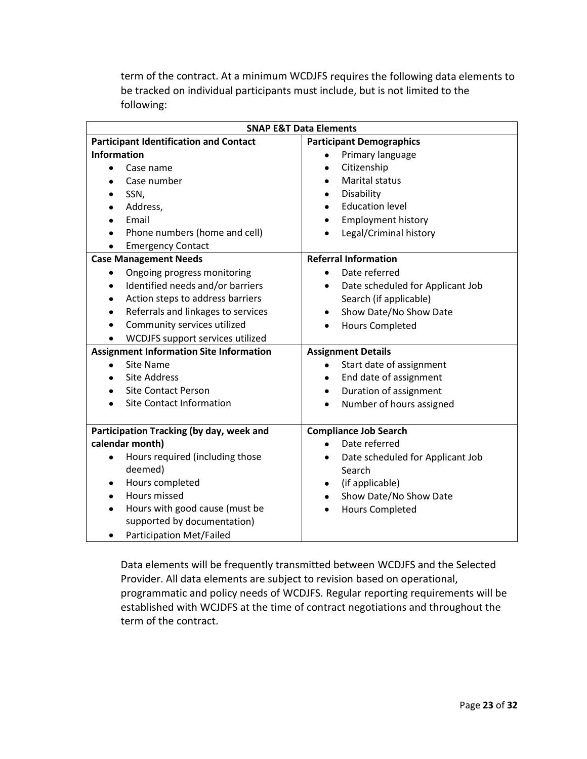term of the contract. At a minimum WCDJFS requires the following data elements to be tracked on individual participants must include, but is not limited to the following:

| SNAP E&T Data Elements | |
|---|---|
| **Participant Identification and Contact Information**<br>• Case name<br>• Case number<br>• SSN,<br>• Address,<br>• Email<br>• Phone numbers (home and cell)<br>• Emergency Contact | **Participant Demographics**<br>• Primary language<br>• Citizenship<br>• Marital status<br>• Disability<br>• Education level<br>• Employment history<br>• Legal/Criminal history |
| **Case Management Needs**<br>• Ongoing progress monitoring<br>• Identified needs and/or barriers<br>• Action steps to address barriers<br>• Referrals and linkages to services<br>• Community services utilized<br>• WCDJFS support services utilized | **Referral Information**<br>• Date referred<br>• Date scheduled for Applicant Job Search (if applicable)<br>• Show Date/No Show Date<br>• Hours Completed |
| **Assignment Information Site Information**<br>• Site Name<br>• Site Address<br>• Site Contact Person<br>• Site Contact Information | **Assignment Details**<br>• Start date of assignment<br>• End date of assignment<br>• Duration of assignment<br>• Number of hours assigned |
| **Participation Tracking (by day, week and calendar month)**<br>• Hours required (including those deemed)<br>• Hours completed<br>• Hours missed<br>• Hours with good cause (must be supported by documentation)<br>• Participation Met/Failed | **Compliance Job Search**<br>• Date referred<br>• Date scheduled for Applicant Job Search<br>• (if applicable)<br>• Show Date/No Show Date<br>• Hours Completed |

Data elements will be frequently transmitted between WCDJFS and the Selected Provider. All data elements are subject to revision based on operational, programmatic and policy needs of WCDJFS. Regular reporting requirements will be established with WCJDFS at the time of contract negotiations and throughout the term of the contract.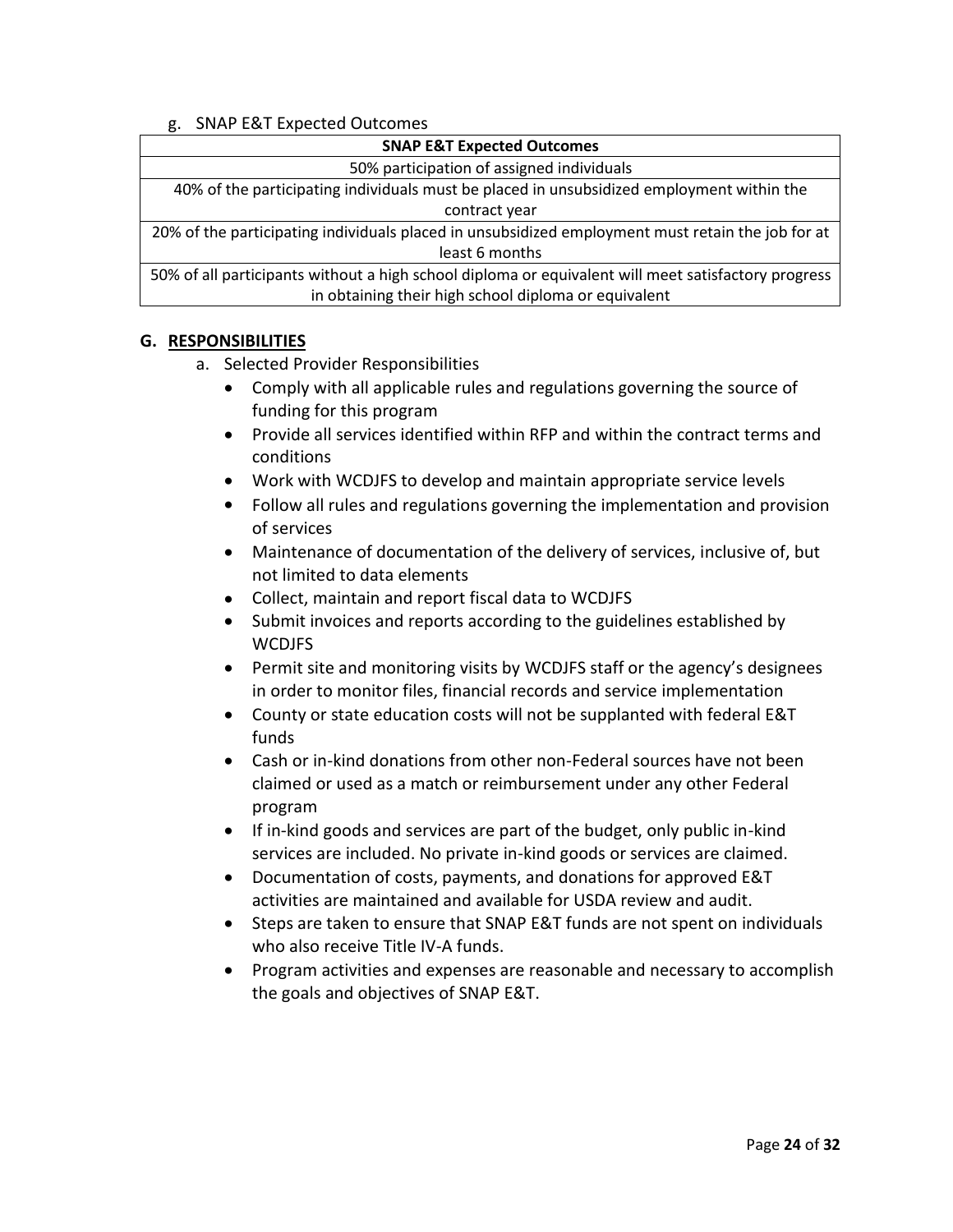g. SNAP E&T Expected Outcomes

| SNAP E&T Expected Outcomes |
| --- |
| 50% participation of assigned individuals |
| 40% of the participating individuals must be placed in unsubsidized employment within the contract year |
| 20% of the participating individuals placed in unsubsidized employment must retain the job for at least 6 months |
| 50% of all participants without a high school diploma or equivalent will meet satisfactory progress in obtaining their high school diploma or equivalent |

## G. RESPONSIBILITIES

a. Selected Provider Responsibilities

- Comply with all applicable rules and regulations governing the source of funding for this program
- Provide all services identified within RFP and within the contract terms and conditions
- Work with WCDJFS to develop and maintain appropriate service levels
- Follow all rules and regulations governing the implementation and provision of services
- Maintenance of documentation of the delivery of services, inclusive of, but not limited to data elements
- Collect, maintain and report fiscal data to WCDJFS
- Submit invoices and reports according to the guidelines established by WCDJFS
- Permit site and monitoring visits by WCDJFS staff or the agency's designees in order to monitor files, financial records and service implementation
- County or state education costs will not be supplanted with federal E&T funds
- Cash or in-kind donations from other non-Federal sources have not been claimed or used as a match or reimbursement under any other Federal program
- If in-kind goods and services are part of the budget, only public in-kind services are included. No private in-kind goods or services are claimed.
- Documentation of costs, payments, and donations for approved E&T activities are maintained and available for USDA review and audit.
- Steps are taken to ensure that SNAP E&T funds are not spent on individuals who also receive Title IV-A funds.
- Program activities and expenses are reasonable and necessary to accomplish the goals and objectives of SNAP E&T.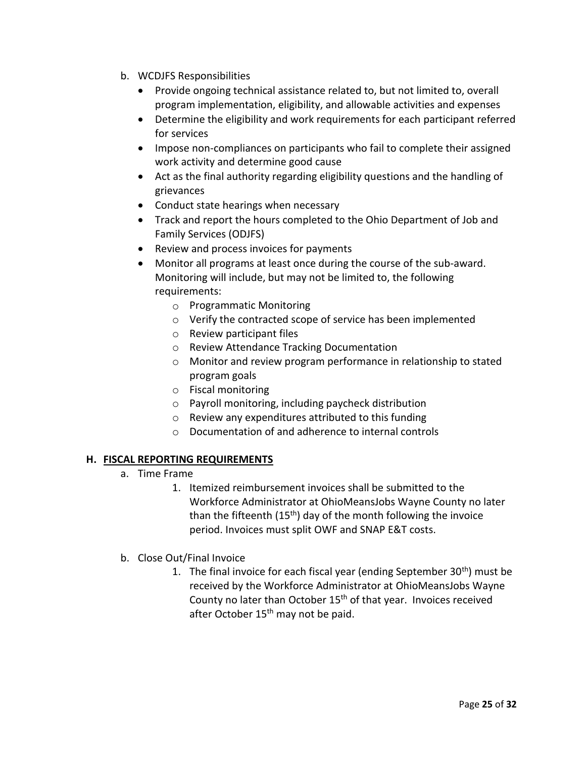b. WCDJFS Responsibilities

- Provide ongoing technical assistance related to, but not limited to, overall program implementation, eligibility, and allowable activities and expenses
- Determine the eligibility and work requirements for each participant referred for services
- Impose non-compliances on participants who fail to complete their assigned work activity and determine good cause
- Act as the final authority regarding eligibility questions and the handling of grievances
- Conduct state hearings when necessary
- Track and report the hours completed to the Ohio Department of Job and Family Services (ODJFS)
- Review and process invoices for payments
- Monitor all programs at least once during the course of the sub-award. Monitoring will include, but may not be limited to, the following requirements:
  - Programmatic Monitoring
  - Verify the contracted scope of service has been implemented
  - Review participant files
  - Review Attendance Tracking Documentation
  - Monitor and review program performance in relationship to stated program goals
  - Fiscal monitoring
  - Payroll monitoring, including paycheck distribution
  - Review any expenditures attributed to this funding
  - Documentation of and adherence to internal controls

## H. FISCAL REPORTING REQUIREMENTS

a. Time Frame

1. Itemized reimbursement invoices shall be submitted to the Workforce Administrator at OhioMeansJobs Wayne County no later than the fifteenth (15th) day of the month following the invoice period. Invoices must split OWF and SNAP E&T costs.

b. Close Out/Final Invoice

1. The final invoice for each fiscal year (ending September 30th) must be received by the Workforce Administrator at OhioMeansJobs Wayne County no later than October 15th of that year. Invoices received after October 15th may not be paid.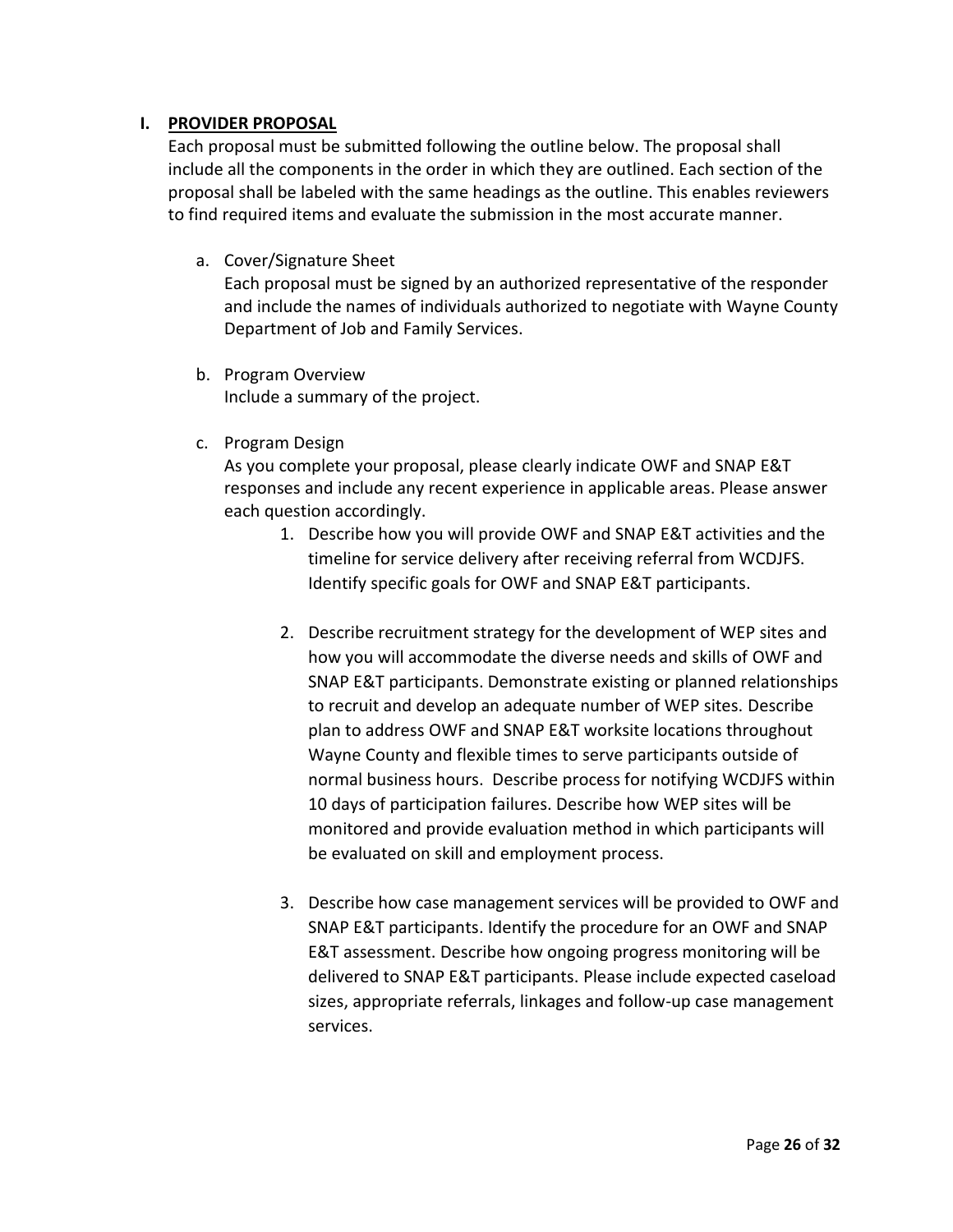## I. PROVIDER PROPOSAL

Each proposal must be submitted following the outline below. The proposal shall include all the components in the order in which they are outlined. Each section of the proposal shall be labeled with the same headings as the outline. This enables reviewers to find required items and evaluate the submission in the most accurate manner.

a. Cover/Signature Sheet

Each proposal must be signed by an authorized representative of the responder and include the names of individuals authorized to negotiate with Wayne County Department of Job and Family Services.

b. Program Overview

Include a summary of the project.

c. Program Design

As you complete your proposal, please clearly indicate OWF and SNAP E&T responses and include any recent experience in applicable areas. Please answer each question accordingly.

1. Describe how you will provide OWF and SNAP E&T activities and the timeline for service delivery after receiving referral from WCDJFS. Identify specific goals for OWF and SNAP E&T participants.

2. Describe recruitment strategy for the development of WEP sites and how you will accommodate the diverse needs and skills of OWF and SNAP E&T participants. Demonstrate existing or planned relationships to recruit and develop an adequate number of WEP sites. Describe plan to address OWF and SNAP E&T worksite locations throughout Wayne County and flexible times to serve participants outside of normal business hours. Describe process for notifying WCDJFS within 10 days of participation failures. Describe how WEP sites will be monitored and provide evaluation method in which participants will be evaluated on skill and employment process.

3. Describe how case management services will be provided to OWF and SNAP E&T participants. Identify the procedure for an OWF and SNAP E&T assessment. Describe how ongoing progress monitoring will be delivered to SNAP E&T participants. Please include expected caseload sizes, appropriate referrals, linkages and follow-up case management services.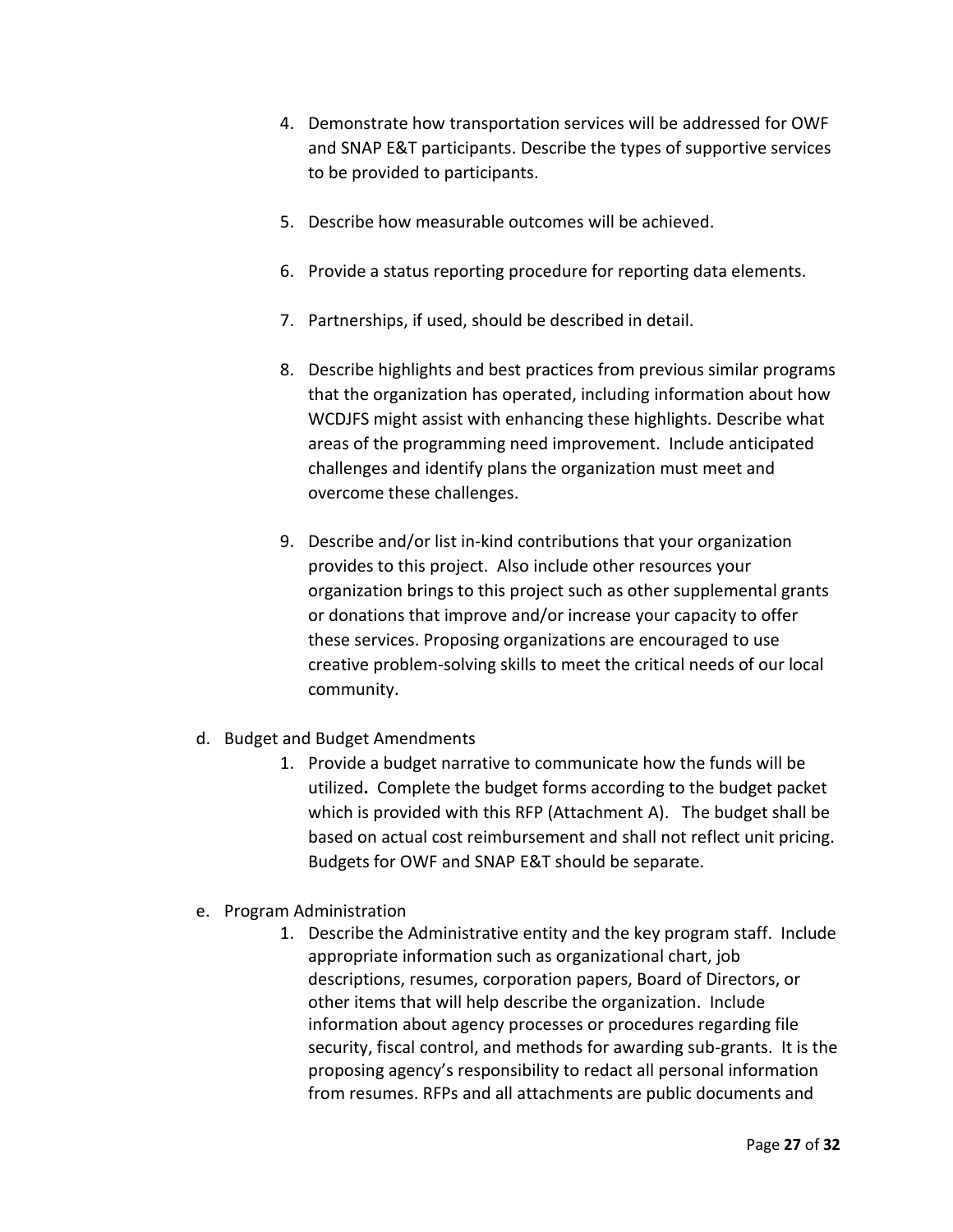4. Demonstrate how transportation services will be addressed for OWF and SNAP E&T participants. Describe the types of supportive services to be provided to participants.

5. Describe how measurable outcomes will be achieved.

6. Provide a status reporting procedure for reporting data elements.

7. Partnerships, if used, should be described in detail.

8. Describe highlights and best practices from previous similar programs that the organization has operated, including information about how WCDJFS might assist with enhancing these highlights. Describe what areas of the programming need improvement. Include anticipated challenges and identify plans the organization must meet and overcome these challenges.

9. Describe and/or list in-kind contributions that your organization provides to this project. Also include other resources your organization brings to this project such as other supplemental grants or donations that improve and/or increase your capacity to offer these services. Proposing organizations are encouraged to use creative problem-solving skills to meet the critical needs of our local community.

d. Budget and Budget Amendments
    1. Provide a budget narrative to communicate how the funds will be utilized**.** Complete the budget forms according to the budget packet which is provided with this RFP (Attachment A). The budget shall be based on actual cost reimbursement and shall not reflect unit pricing. Budgets for OWF and SNAP E&T should be separate.

e. Program Administration
    1. Describe the Administrative entity and the key program staff. Include appropriate information such as organizational chart, job descriptions, resumes, corporation papers, Board of Directors, or other items that will help describe the organization. Include information about agency processes or procedures regarding file security, fiscal control, and methods for awarding sub-grants. It is the proposing agency's responsibility to redact all personal information from resumes. RFPs and all attachments are public documents and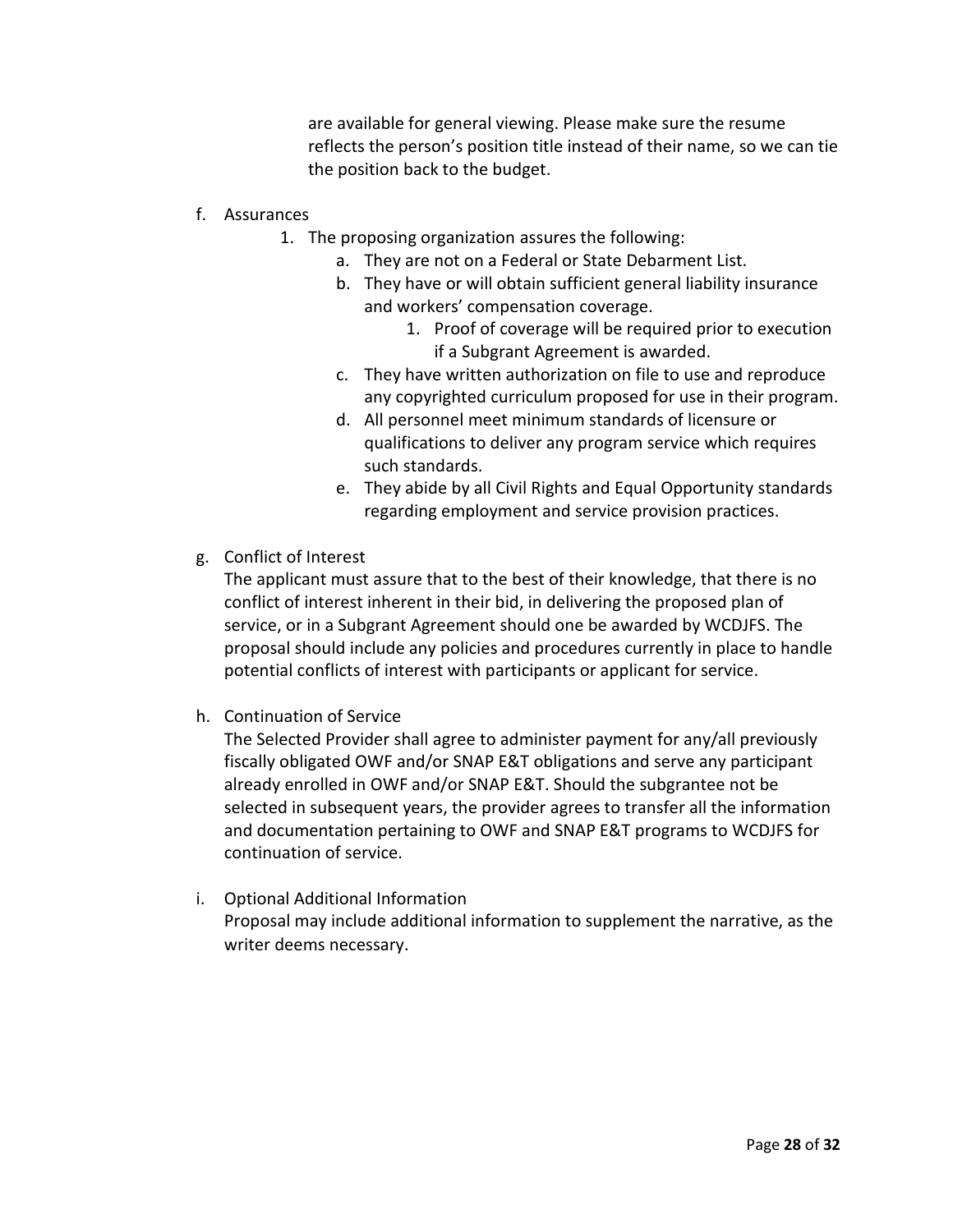are available for general viewing. Please make sure the resume reflects the person's position title instead of their name, so we can tie the position back to the budget.

f. Assurances

   1. The proposing organization assures the following:

      a. They are not on a Federal or State Debarment List.

      b. They have or will obtain sufficient general liability insurance and workers' compensation coverage.

         1. Proof of coverage will be required prior to execution if a Subgrant Agreement is awarded.

      c. They have written authorization on file to use and reproduce any copyrighted curriculum proposed for use in their program.

      d. All personnel meet minimum standards of licensure or qualifications to deliver any program service which requires such standards.

      e. They abide by all Civil Rights and Equal Opportunity standards regarding employment and service provision practices.

g. Conflict of Interest

   The applicant must assure that to the best of their knowledge, that there is no conflict of interest inherent in their bid, in delivering the proposed plan of service, or in a Subgrant Agreement should one be awarded by WCDJFS. The proposal should include any policies and procedures currently in place to handle potential conflicts of interest with participants or applicant for service.

h. Continuation of Service

   The Selected Provider shall agree to administer payment for any/all previously fiscally obligated OWF and/or SNAP E&T obligations and serve any participant already enrolled in OWF and/or SNAP E&T. Should the subgrantee not be selected in subsequent years, the provider agrees to transfer all the information and documentation pertaining to OWF and SNAP E&T programs to WCDJFS for continuation of service.

i. Optional Additional Information

   Proposal may include additional information to supplement the narrative, as the writer deems necessary.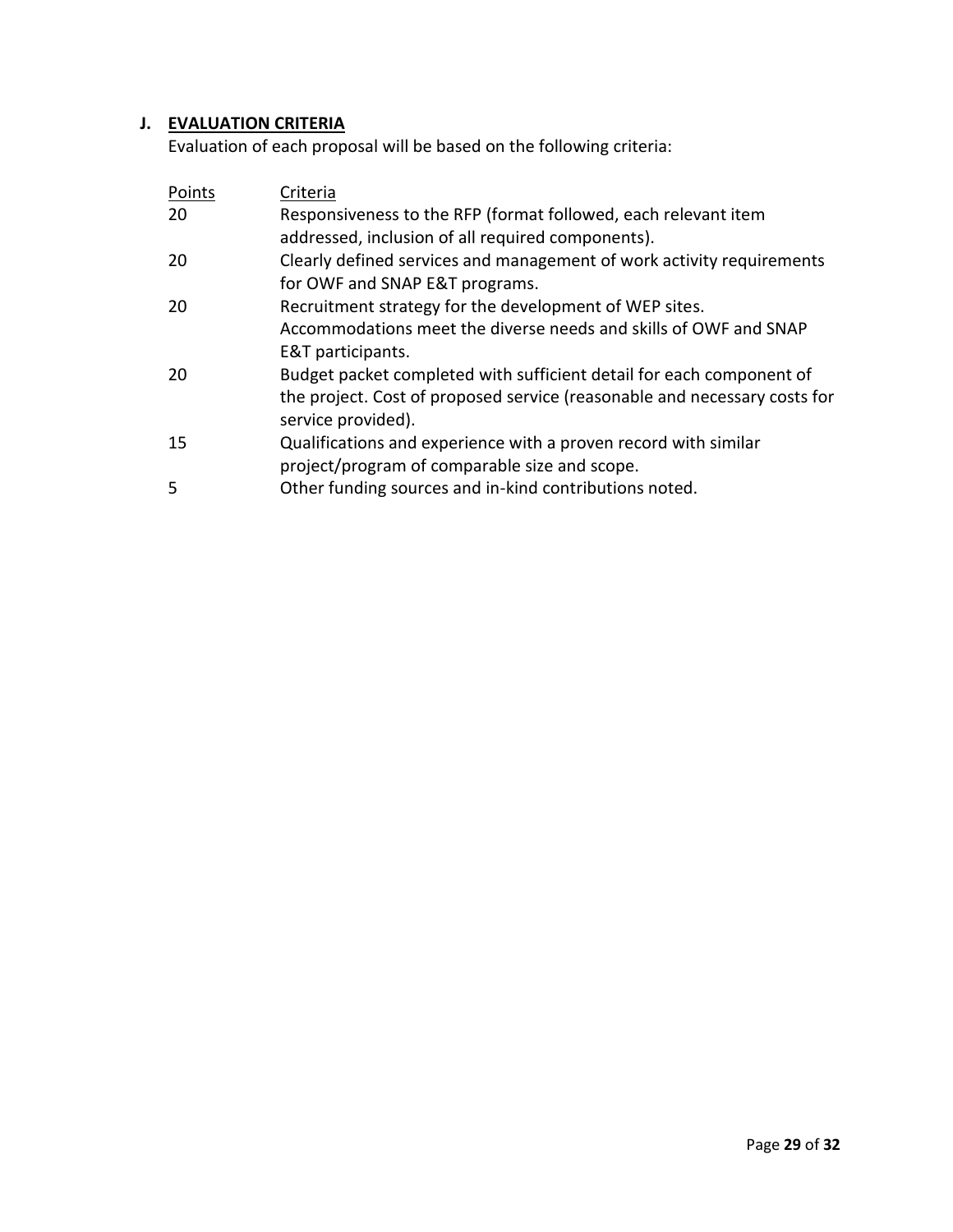## J. EVALUATION CRITERIA

Evaluation of each proposal will be based on the following criteria:

| Points | Criteria |
|---|---|
| 20 | Responsiveness to the RFP (format followed, each relevant item addressed, inclusion of all required components). |
| 20 | Clearly defined services and management of work activity requirements for OWF and SNAP E&T programs. |
| 20 | Recruitment strategy for the development of WEP sites. Accommodations meet the diverse needs and skills of OWF and SNAP E&T participants. |
| 20 | Budget packet completed with sufficient detail for each component of the project. Cost of proposed service (reasonable and necessary costs for service provided). |
| 15 | Qualifications and experience with a proven record with similar project/program of comparable size and scope. |
| 5 | Other funding sources and in-kind contributions noted. |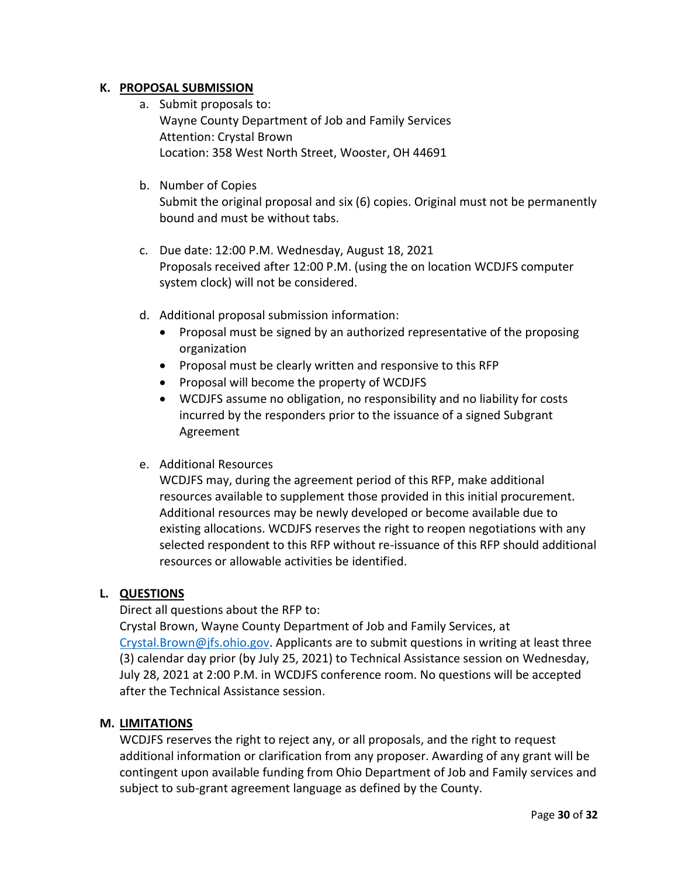### K. PROPOSAL SUBMISSION

a. Submit proposals to:
   Wayne County Department of Job and Family Services
   Attention: Crystal Brown
   Location: 358 West North Street, Wooster, OH 44691

b. Number of Copies
   Submit the original proposal and six (6) copies. Original must not be permanently bound and must be without tabs.

c. Due date: 12:00 P.M. Wednesday, August 18, 2021
   Proposals received after 12:00 P.M. (using the on location WCDJFS computer system clock) will not be considered.

d. Additional proposal submission information:
   - Proposal must be signed by an authorized representative of the proposing organization
   - Proposal must be clearly written and responsive to this RFP
   - Proposal will become the property of WCDJFS
   - WCDJFS assume no obligation, no responsibility and no liability for costs incurred by the responders prior to the issuance of a signed Subgrant Agreement

e. Additional Resources
   WCDJFS may, during the agreement period of this RFP, make additional resources available to supplement those provided in this initial procurement. Additional resources may be newly developed or become available due to existing allocations. WCDJFS reserves the right to reopen negotiations with any selected respondent to this RFP without re-issuance of this RFP should additional resources or allowable activities be identified.

### L. QUESTIONS

Direct all questions about the RFP to:
Crystal Brown, Wayne County Department of Job and Family Services, at [Crystal.Brown@jfs.ohio.gov](mailto:Crystal.Brown@jfs.ohio.gov). Applicants are to submit questions in writing at least three (3) calendar day prior (by July 25, 2021) to Technical Assistance session on Wednesday, July 28, 2021 at 2:00 P.M. in WCDJFS conference room. No questions will be accepted after the Technical Assistance session.

### M. LIMITATIONS

WCDJFS reserves the right to reject any, or all proposals, and the right to request additional information or clarification from any proposer. Awarding of any grant will be contingent upon available funding from Ohio Department of Job and Family services and subject to sub-grant agreement language as defined by the County.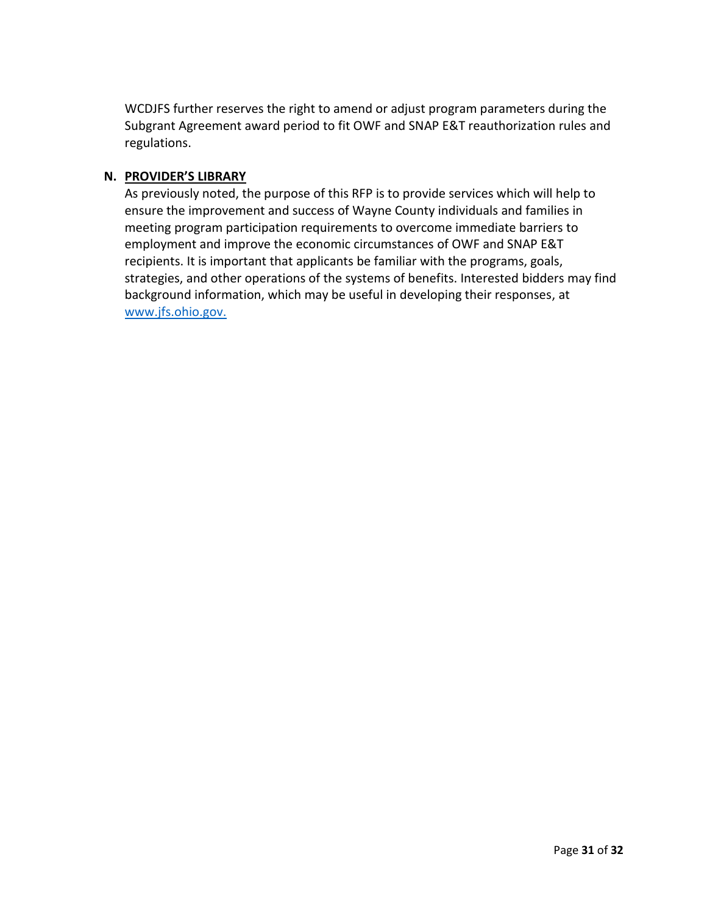WCDJFS further reserves the right to amend or adjust program parameters during the Subgrant Agreement award period to fit OWF and SNAP E&T reauthorization rules and regulations.

## N. PROVIDER'S LIBRARY

As previously noted, the purpose of this RFP is to provide services which will help to ensure the improvement and success of Wayne County individuals and families in meeting program participation requirements to overcome immediate barriers to employment and improve the economic circumstances of OWF and SNAP E&T recipients. It is important that applicants be familiar with the programs, goals, strategies, and other operations of the systems of benefits. Interested bidders may find background information, which may be useful in developing their responses, at [www.jfs.ohio.gov.](http://www.jfs.ohio.gov)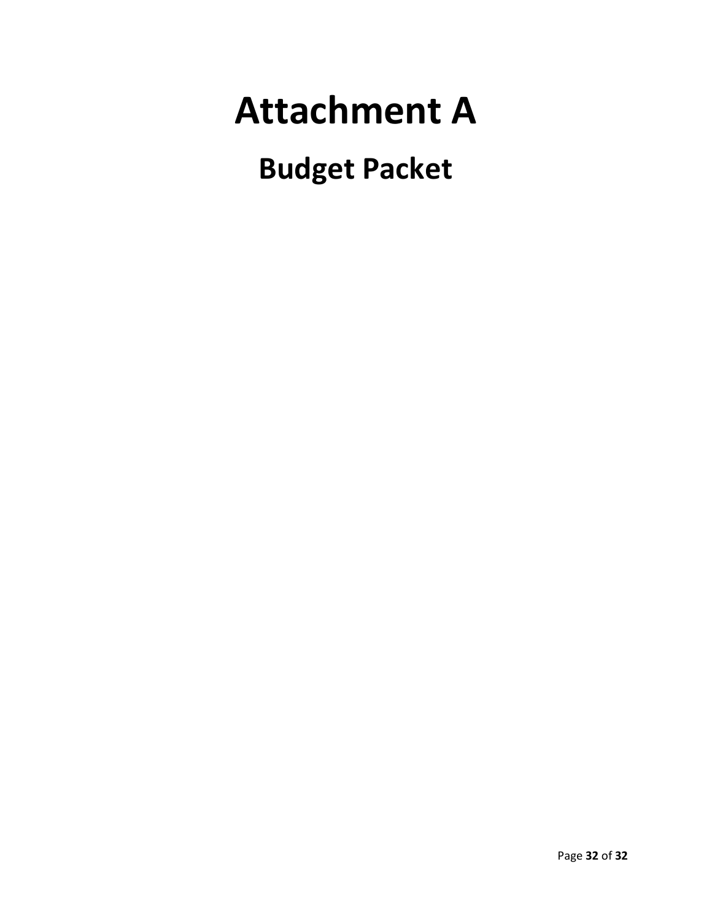# Attachment A

## Budget Packet